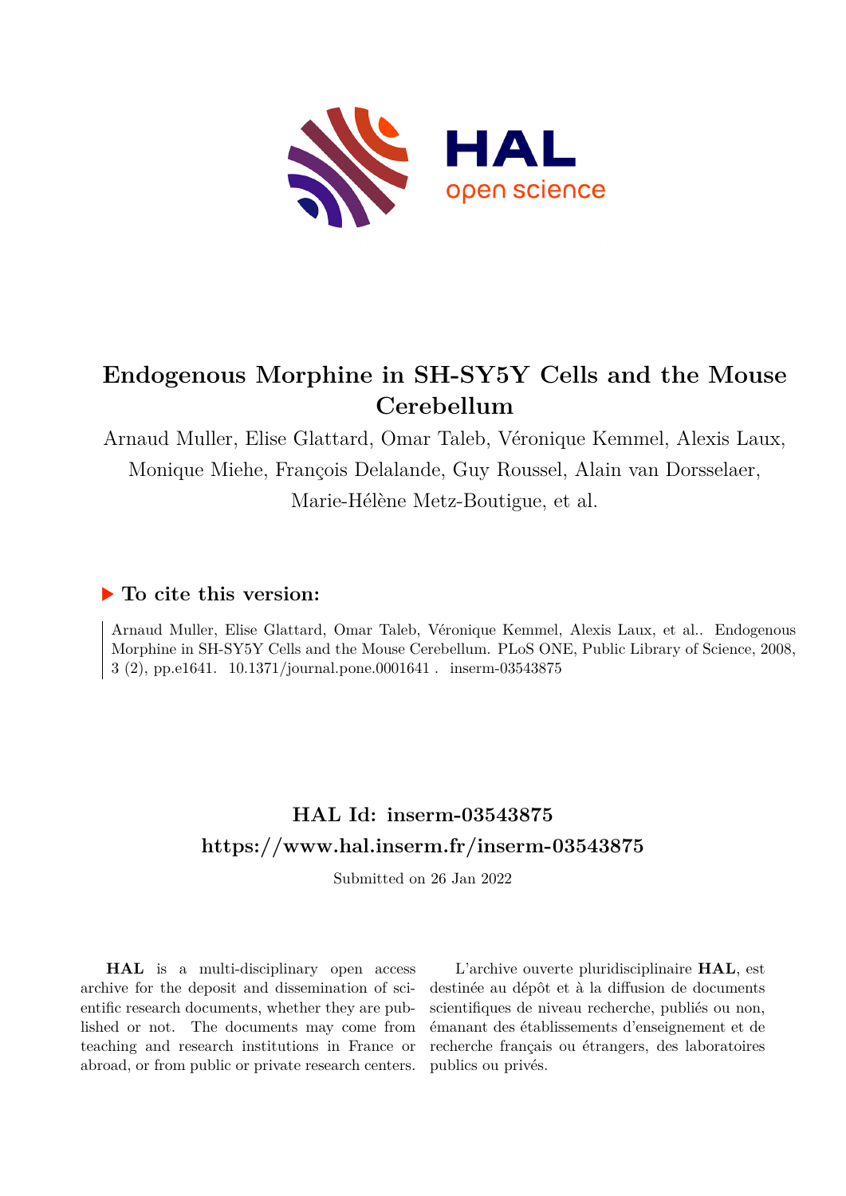# Endogenous Morphine in SH-SY5Y Cells and the Mouse Cerebellum

Arnaud Muller, Elise Glattard, Omar Taleb, Véronique Kemmel, Alexis Laux, Monique Miehe, François Delalande, Guy Roussel, Alain van Dorsselaer, Marie-Hélène Metz-Boutigue, et al.

## ▶ To cite this version:

Arnaud Muller, Elise Glattard, Omar Taleb, Véronique Kemmel, Alexis Laux, et al.. Endogenous Morphine in SH-SY5Y Cells and the Mouse Cerebellum. PLoS ONE, Public Library of Science, 2008, 3 (2), pp.e1641. 10.1371/journal.pone.0001641 . inserm-03543875

## HAL Id: inserm-03543875

## https://www.hal.inserm.fr/inserm-03543875

Submitted on 26 Jan 2022

**HAL** is a multi-disciplinary open access archive for the deposit and dissemination of scientific research documents, whether they are published or not. The documents may come from teaching and research institutions in France or abroad, or from public or private research centers.

L'archive ouverte pluridisciplinaire **HAL**, est destinée au dépôt et à la diffusion de documents scientifiques de niveau recherche, publiés ou non, émanant des établissements d'enseignement et de recherche français ou étrangers, des laboratoires publics ou privés.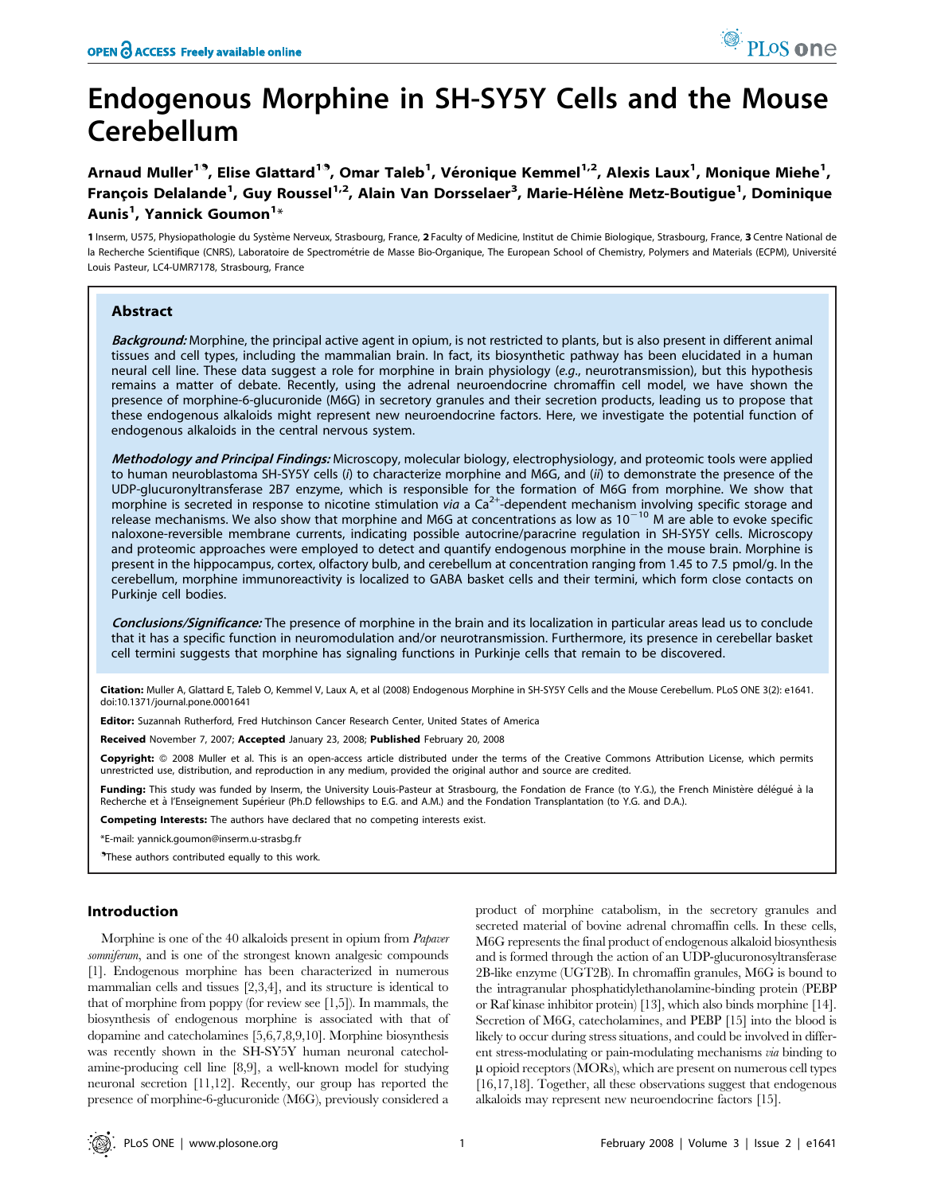# Endogenous Morphine in SH-SY5Y Cells and the Mouse Cerebellum

Arnaud Muller[1,¶], Elise Glattard[1,¶], Omar Taleb[1], Véronique Kemmel[1,2], Alexis Laux[1], Monique Miehe[1], François Delalande[1], Guy Roussel[1,2], Alain Van Dorsselaer[3], Marie-Hélène Metz-Boutigue[1], Dominique Aunis[1], Yannick Goumon[1]*

1 Inserm, U575, Physiopathologie du Système Nerveux, Strasbourg, France, 2 Faculty of Medicine, Institut de Chimie Biologique, Strasbourg, France, 3 Centre National de la Recherche Scientifique (CNRS), Laboratoire de Spectrométrie de Masse Bio-Organique, The European School of Chemistry, Polymers and Materials (ECPM), Université Louis Pasteur, LC4-UMR7178, Strasbourg, France

## Abstract

***Background:*** Morphine, the principal active agent in opium, is not restricted to plants, but is also present in different animal tissues and cell types, including the mammalian brain. In fact, its biosynthetic pathway has been elucidated in a human neural cell line. These data suggest a role for morphine in brain physiology (*e.g.*, neurotransmission), but this hypothesis remains a matter of debate. Recently, using the adrenal neuroendocrine chromaffin cell model, we have shown the presence of morphine-6-glucuronide (M6G) in secretory granules and their secretion products, leading us to propose that these endogenous alkaloids might represent new neuroendocrine factors. Here, we investigate the potential function of endogenous alkaloids in the central nervous system.

***Methodology and Principal Findings:*** Microscopy, molecular biology, electrophysiology, and proteomic tools were applied to human neuroblastoma SH-SY5Y cells (*i*) to characterize morphine and M6G, and (*ii*) to demonstrate the presence of the UDP-glucuronyltransferase 2B7 enzyme, which is responsible for the formation of M6G from morphine. We show that morphine is secreted in response to nicotine stimulation *via* a $Ca^{2+}$-dependent mechanism involving specific storage and release mechanisms. We also show that morphine and M6G at concentrations as low as $10^{-10}$ M are able to evoke specific naloxone-reversible membrane currents, indicating possible autocrine/paracrine regulation in SH-SY5Y cells. Microscopy and proteomic approaches were employed to detect and quantify endogenous morphine in the mouse brain. Morphine is present in the hippocampus, cortex, olfactory bulb, and cerebellum at concentration ranging from 1.45 to 7.5 pmol/g. In the cerebellum, morphine immunoreactivity is localized to GABA basket cells and their termini, which form close contacts on Purkinje cell bodies.

***Conclusions/Significance:*** The presence of morphine in the brain and its localization in particular areas lead us to conclude that it has a specific function in neuromodulation and/or neurotransmission. Furthermore, its presence in cerebellar basket cell termini suggests that morphine has signaling functions in Purkinje cells that remain to be discovered.

**Citation:** Muller A, Glattard E, Taleb O, Kemmel V, Laux A, et al (2008) Endogenous Morphine in SH-SY5Y Cells and the Mouse Cerebellum. PLoS ONE 3(2): e1641. doi:10.1371/journal.pone.0001641

**Editor:** Suzannah Rutherford, Fred Hutchinson Cancer Research Center, United States of America

**Received** November 7, 2007; **Accepted** January 23, 2008; **Published** February 20, 2008

**Copyright:** © 2008 Muller et al. This is an open-access article distributed under the terms of the Creative Commons Attribution License, which permits unrestricted use, distribution, and reproduction in any medium, provided the original author and source are credited.

**Funding:** This study was funded by Inserm, the University Louis-Pasteur at Strasbourg, the Fondation de France (to Y.G.), the French Ministère délégué à la Recherche et à l'Enseignement Supérieur (Ph.D fellowships to E.G. and A.M.) and the Fondation Transplantation (to Y.G. and D.A.).

**Competing Interests:** The authors have declared that no competing interests exist.

*E-mail: yannick.goumon@inserm.u-strasbg.fr

¶These authors contributed equally to this work.

## Introduction

Morphine is one of the 40 alkaloids present in opium from *Papaver somniferum*, and is one of the strongest known analgesic compounds [1]. Endogenous morphine has been characterized in numerous mammalian cells and tissues [2,3,4], and its structure is identical to that of morphine from poppy (for review see [1,5]). In mammals, the biosynthesis of endogenous morphine is associated with that of dopamine and catecholamines [5,6,7,8,9,10]. Morphine biosynthesis was recently shown in the SH-SY5Y human neuronal catecholamine-producing cell line [8,9], a well-known model for studying neuronal secretion [11,12]. Recently, our group has reported the presence of morphine-6-glucuronide (M6G), previously considered a product of morphine catabolism, in the secretory granules and secreted material of bovine adrenal chromaffin cells. In these cells, M6G represents the final product of endogenous alkaloid biosynthesis and is formed through the action of an UDP-glucuronosyltransferase 2B-like enzyme (UGT2B). In chromaffin granules, M6G is bound to the intragranular phosphatidylethanolamine-binding protein (PEBP or Raf kinase inhibitor protein) [13], which also binds morphine [14]. Secretion of M6G, catecholamines, and PEBP [15] into the blood is likely to occur during stress situations, and could be involved in different stress-modulating or pain-modulating mechanisms *via* binding to μ opioid receptors (MORs), which are present on numerous cell types [16,17,18]. Together, all these observations suggest that endogenous alkaloids may represent new neuroendocrine factors [15].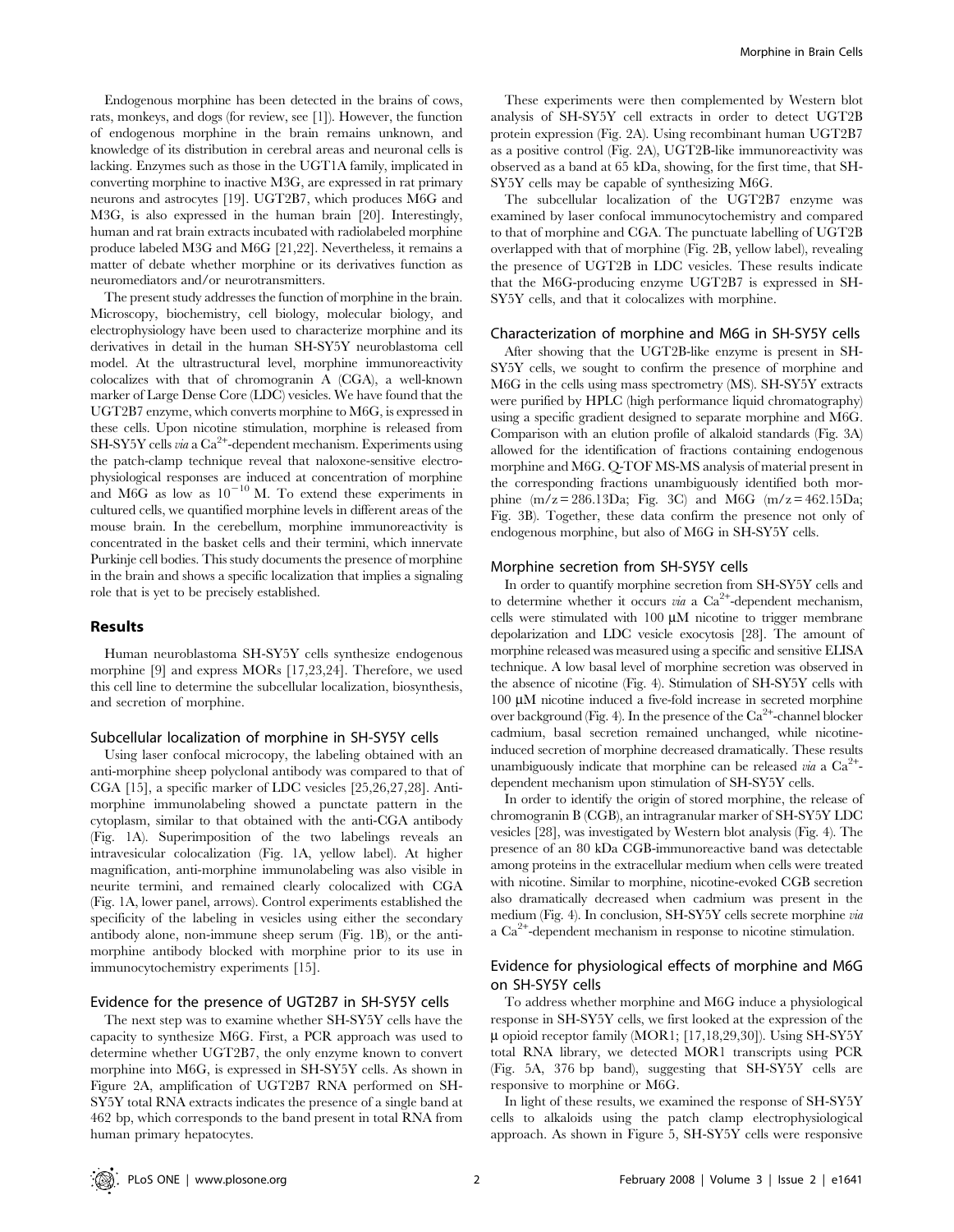Endogenous morphine has been detected in the brains of cows, rats, monkeys, and dogs (for review, see [1]). However, the function of endogenous morphine in the brain remains unknown, and knowledge of its distribution in cerebral areas and neuronal cells is lacking. Enzymes such as those in the UGT1A family, implicated in converting morphine to inactive M3G, are expressed in rat primary neurons and astrocytes [19]. UGT2B7, which produces M6G and M3G, is also expressed in the human brain [20]. Interestingly, human and rat brain extracts incubated with radiolabeled morphine produce labeled M3G and M6G [21,22]. Nevertheless, it remains a matter of debate whether morphine or its derivatives function as neuromediators and/or neurotransmitters.

The present study addresses the function of morphine in the brain. Microscopy, biochemistry, cell biology, molecular biology, and electrophysiology have been used to characterize morphine and its derivatives in detail in the human SH-SY5Y neuroblastoma cell model. At the ultrastructural level, morphine immunoreactivity colocalizes with that of chromogranin A (CGA), a well-known marker of Large Dense Core (LDC) vesicles. We have found that the UGT2B7 enzyme, which converts morphine to M6G, is expressed in these cells. Upon nicotine stimulation, morphine is released from SH-SY5Y cells *via* a $Ca^{2+}$-dependent mechanism. Experiments using the patch-clamp technique reveal that naloxone-sensitive electrophysiological responses are induced at concentration of morphine and M6G as low as $10^{-10}$ M. To extend these experiments in cultured cells, we quantified morphine levels in different areas of the mouse brain. In the cerebellum, morphine immunoreactivity is concentrated in the basket cells and their termini, which innervate Purkinje cell bodies. This study documents the presence of morphine in the brain and shows a specific localization that implies a signaling role that is yet to be precisely established.

## Results

Human neuroblastoma SH-SY5Y cells synthesize endogenous morphine [9] and express MORs [17,23,24]. Therefore, we used this cell line to determine the subcellular localization, biosynthesis, and secretion of morphine.

### Subcellular localization of morphine in SH-SY5Y cells

Using laser confocal microcopy, the labeling obtained with an anti-morphine sheep polyclonal antibody was compared to that of CGA [15], a specific marker of LDC vesicles [25,26,27,28]. Anti-morphine immunolabeling showed a punctate pattern in the cytoplasm, similar to that obtained with the anti-CGA antibody (Fig. 1A). Superimposition of the two labelings reveals an intravesicular colocalization (Fig. 1A, yellow label). At higher magnification, anti-morphine immunolabeling was also visible in neurite termini, and remained clearly colocalized with CGA (Fig. 1A, lower panel, arrows). Control experiments established the specificity of the labeling in vesicles using either the secondary antibody alone, non-immune sheep serum (Fig. 1B), or the anti-morphine antibody blocked with morphine prior to its use in immunocytochemistry experiments [15].

### Evidence for the presence of UGT2B7 in SH-SY5Y cells

The next step was to examine whether SH-SY5Y cells have the capacity to synthesize M6G. First, a PCR approach was used to determine whether UGT2B7, the only enzyme known to convert morphine into M6G, is expressed in SH-SY5Y cells. As shown in Figure 2A, amplification of UGT2B7 RNA performed on SH-SY5Y total RNA extracts indicates the presence of a single band at 462 bp, which corresponds to the band present in total RNA from human primary hepatocytes.

These experiments were then complemented by Western blot analysis of SH-SY5Y cell extracts in order to detect UGT2B protein expression (Fig. 2A). Using recombinant human UGT2B7 as a positive control (Fig. 2A), UGT2B-like immunoreactivity was observed as a band at 65 kDa, showing, for the first time, that SH-SY5Y cells may be capable of synthesizing M6G.

The subcellular localization of the UGT2B7 enzyme was examined by laser confocal immunocytochemistry and compared to that of morphine and CGA. The punctuate labelling of UGT2B overlapped with that of morphine (Fig. 2B, yellow label), revealing the presence of UGT2B in LDC vesicles. These results indicate that the M6G-producing enzyme UGT2B7 is expressed in SH-SY5Y cells, and that it colocalizes with morphine.

### Characterization of morphine and M6G in SH-SY5Y cells

After showing that the UGT2B-like enzyme is present in SH-SY5Y cells, we sought to confirm the presence of morphine and M6G in the cells using mass spectrometry (MS). SH-SY5Y extracts were purified by HPLC (high performance liquid chromatography) using a specific gradient designed to separate morphine and M6G. Comparison with an elution profile of alkaloid standards (Fig. 3A) allowed for the identification of fractions containing endogenous morphine and M6G. Q-TOF MS-MS analysis of material present in the corresponding fractions unambiguously identified both morphine (m/z = 286.13Da; Fig. 3C) and M6G (m/z = 462.15Da; Fig. 3B). Together, these data confirm the presence not only of endogenous morphine, but also of M6G in SH-SY5Y cells.

### Morphine secretion from SH-SY5Y cells

In order to quantify morphine secretion from SH-SY5Y cells and to determine whether it occurs *via* a $Ca^{2+}$-dependent mechanism, cells were stimulated with 100 µM nicotine to trigger membrane depolarization and LDC vesicle exocytosis [28]. The amount of morphine released was measured using a specific and sensitive ELISA technique. A low basal level of morphine secretion was observed in the absence of nicotine (Fig. 4). Stimulation of SH-SY5Y cells with 100 µM nicotine induced a five-fold increase in secreted morphine over background (Fig. 4). In the presence of the $Ca^{2+}$-channel blocker cadmium, basal secretion remained unchanged, while nicotine-induced secretion of morphine decreased dramatically. These results unambiguously indicate that morphine can be released *via* a $Ca^{2+}$-dependent mechanism upon stimulation of SH-SY5Y cells.

In order to identify the origin of stored morphine, the release of chromogranin B (CGB), an intragranular marker of SH-SY5Y LDC vesicles [28], was investigated by Western blot analysis (Fig. 4). The presence of an 80 kDa CGB-immunoreactive band was detectable among proteins in the extracellular medium when cells were treated with nicotine. Similar to morphine, nicotine-evoked CGB secretion also dramatically decreased when cadmium was present in the medium (Fig. 4). In conclusion, SH-SY5Y cells secrete morphine *via* a $Ca^{2+}$-dependent mechanism in response to nicotine stimulation.

### Evidence for physiological effects of morphine and M6G on SH-SY5Y cells

To address whether morphine and M6G induce a physiological response in SH-SY5Y cells, we first looked at the expression of the µ opioid receptor family (MOR1; [17,18,29,30]). Using SH-SY5Y total RNA library, we detected MOR1 transcripts using PCR (Fig. 5A, 376 bp band), suggesting that SH-SY5Y cells are responsive to morphine or M6G.

In light of these results, we examined the response of SH-SY5Y cells to alkaloids using the patch clamp electrophysiological approach. As shown in Figure 5, SH-SY5Y cells were responsive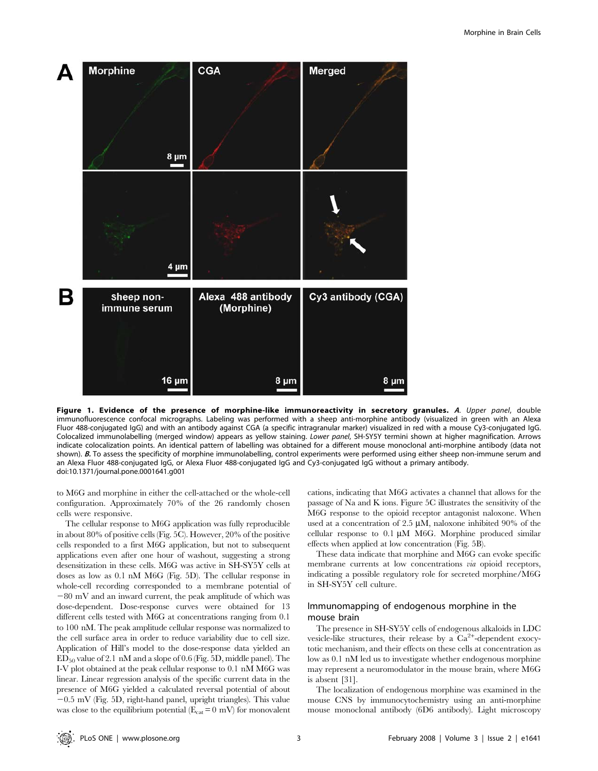**Figure 1. Evidence of the presence of morphine-like immunoreactivity in secretory granules.** ***A.*** *Upper panel,* double immunofluorescence confocal micrographs. Labeling was performed with a sheep anti-morphine antibody (visualized in green with an Alexa Fluor 488-conjugated IgG) and with an antibody against CGA (a specific intragranular marker) visualized in red with a mouse Cy3-conjugated IgG. Colocalized immunolabelling (merged window) appears as yellow staining. *Lower panel,* SH-SY5Y termini shown at higher magnification. Arrows indicate colocalization points. An identical pattern of labelling was obtained for a different mouse monoclonal anti-morphine antibody (data not shown). ***B.*** To assess the specificity of morphine immunolabelling, control experiments were performed using either sheep non-immune serum and an Alexa Fluor 488-conjugated IgG, or Alexa Fluor 488-conjugated IgG and Cy3-conjugated IgG without a primary antibody.
doi:10.1371/journal.pone.0001641.g001

to M6G and morphine in either the cell-attached or the whole-cell configuration. Approximately 70% of the 26 randomly chosen cells were responsive.

The cellular response to M6G application was fully reproducible in about 80% of positive cells (Fig. 5C). However, 20% of the positive cells responded to a first M6G application, but not to subsequent applications even after one hour of washout, suggesting a strong desensitization in these cells. M6G was active in SH-SY5Y cells at doses as low as 0.1 nM M6G (Fig. 5D). The cellular response in whole-cell recording corresponded to a membrane potential of −80 mV and an inward current, the peak amplitude of which was dose-dependent. Dose-response curves were obtained for 13 different cells tested with M6G at concentrations ranging from 0.1 to 100 nM. The peak amplitude cellular response was normalized to the cell surface area in order to reduce variability due to cell size. Application of Hill's model to the dose-response data yielded an $ED_{50}$ value of 2.1 nM and a slope of 0.6 (Fig. 5D, middle panel). The I-V plot obtained at the peak cellular response to 0.1 nM M6G was linear. Linear regression analysis of the specific current data in the presence of M6G yielded a calculated reversal potential of about −0.5 mV (Fig. 5D, right-hand panel, upright triangles). This value was close to the equilibrium potential ($E_{cat}$ = 0 mV) for monovalent cations, indicating that M6G activates a channel that allows for the passage of Na and K ions. Figure 5C illustrates the sensitivity of the M6G response to the opioid receptor antagonist naloxone. When used at a concentration of 2.5 µM, naloxone inhibited 90% of the cellular response to 0.1 µM M6G. Morphine produced similar effects when applied at low concentration (Fig. 5B).

These data indicate that morphine and M6G can evoke specific membrane currents at low concentrations *via* opioid receptors, indicating a possible regulatory role for secreted morphine/M6G in SH-SY5Y cell culture.

## Immunomapping of endogenous morphine in the mouse brain

The presence in SH-SY5Y cells of endogenous alkaloids in LDC vesicle-like structures, their release by a $Ca^{2+}$-dependent exocytotic mechanism, and their effects on these cells at concentration as low as 0.1 nM led us to investigate whether endogenous morphine may represent a neuromodulator in the mouse brain, where M6G is absent [31].

The localization of endogenous morphine was examined in the mouse CNS by immunocytochemistry using an anti-morphine mouse monoclonal antibody (6D6 antibody). Light microscopy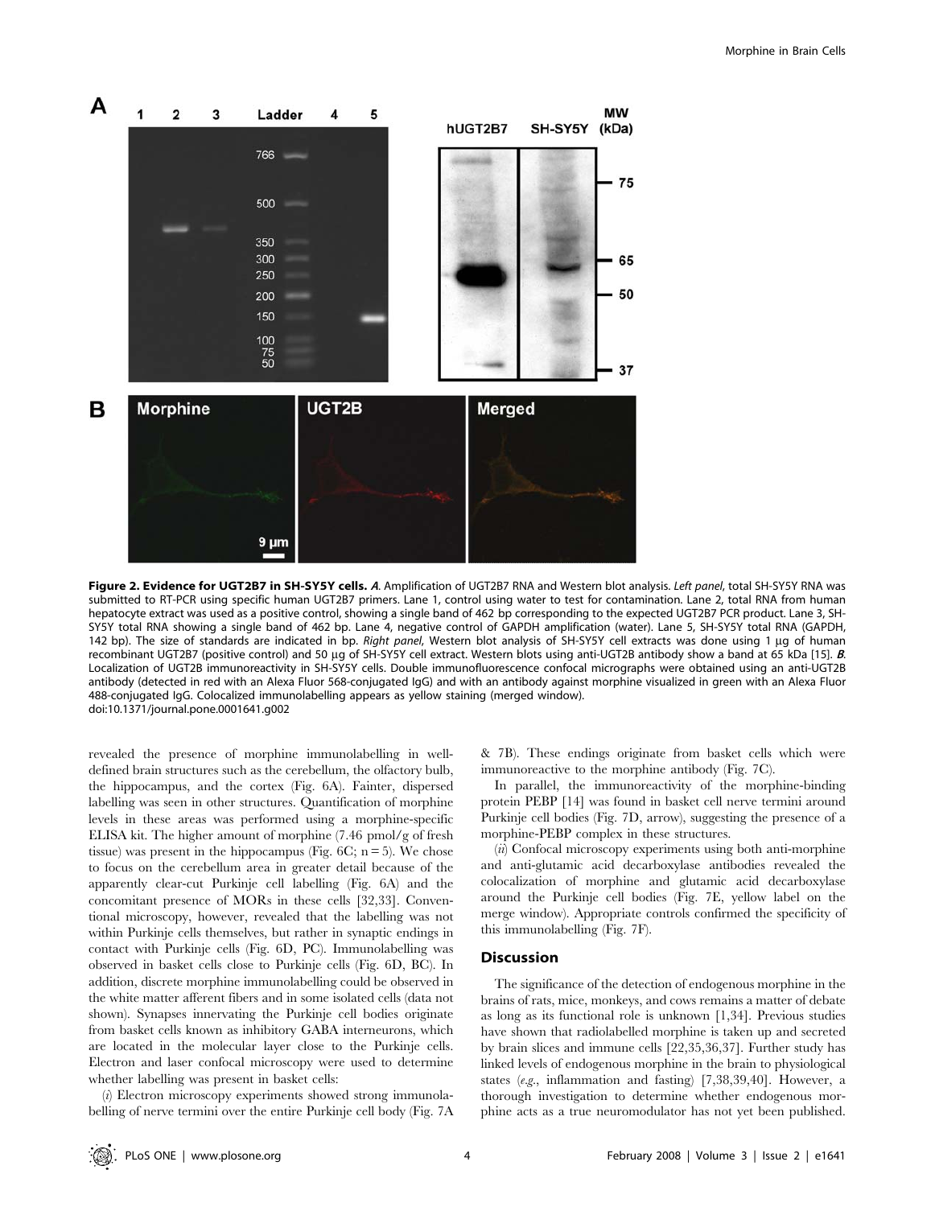**Figure 2. Evidence for UGT2B7 in SH-SY5Y cells.** ***A***. Amplification of UGT2B7 RNA and Western blot analysis. *Left panel*, total SH-SY5Y RNA was submitted to RT-PCR using specific human UGT2B7 primers. Lane 1, control using water to test for contamination. Lane 2, total RNA from human hepatocyte extract was used as a positive control, showing a single band of 462 bp corresponding to the expected UGT2B7 PCR product. Lane 3, SH-SY5Y total RNA showing a single band of 462 bp. Lane 4, negative control of GAPDH amplification (water). Lane 5, SH-SY5Y total RNA (GAPDH, 142 bp). The size of standards are indicated in bp. *Right panel*, Western blot analysis of SH-SY5Y cell extracts was done using 1 µg of human recombinant UGT2B7 (positive control) and 50 µg of SH-SY5Y cell extract. Western blots using anti-UGT2B antibody show a band at 65 kDa [15]. ***B***. Localization of UGT2B immunoreactivity in SH-SY5Y cells. Double immunofluorescence confocal micrographs were obtained using an anti-UGT2B antibody (detected in red with an Alexa Fluor 568-conjugated IgG) and with an antibody against morphine visualized in green with an Alexa Fluor 488-conjugated IgG. Colocalized immunolabelling appears as yellow staining (merged window).
doi:10.1371/journal.pone.0001641.g002

revealed the presence of morphine immunolabelling in well-defined brain structures such as the cerebellum, the olfactory bulb, the hippocampus, and the cortex (Fig. 6A). Fainter, dispersed labelling was seen in other structures. Quantification of morphine levels in these areas was performed using a morphine-specific ELISA kit. The higher amount of morphine (7.46 pmol/g of fresh tissue) was present in the hippocampus (Fig. 6C; n = 5). We chose to focus on the cerebellum area in greater detail because of the apparently clear-cut Purkinje cell labelling (Fig. 6A) and the concomitant presence of MORs in these cells [32,33]. Conventional microscopy, however, revealed that the labelling was not within Purkinje cells themselves, but rather in synaptic endings in contact with Purkinje cells (Fig. 6D, PC). Immunolabelling was observed in basket cells close to Purkinje cells (Fig. 6D, BC). In addition, discrete morphine immunolabelling could be observed in the white matter afferent fibers and in some isolated cells (data not shown). Synapses innervating the Purkinje cell bodies originate from basket cells known as inhibitory GABA interneurons, which are located in the molecular layer close to the Purkinje cells. Electron and laser confocal microscopy were used to determine whether labelling was present in basket cells:

(*i*) Electron microscopy experiments showed strong immunolabelling of nerve termini over the entire Purkinje cell body (Fig. 7A & 7B). These endings originate from basket cells which were immunoreactive to the morphine antibody (Fig. 7C).

In parallel, the immunoreactivity of the morphine-binding protein PEBP [14] was found in basket cell nerve termini around Purkinje cell bodies (Fig. 7D, arrow), suggesting the presence of a morphine-PEBP complex in these structures.

(*ii*) Confocal microscopy experiments using both anti-morphine and anti-glutamic acid decarboxylase antibodies revealed the colocalization of morphine and glutamic acid decarboxylase around the Purkinje cell bodies (Fig. 7E, yellow label on the merge window). Appropriate controls confirmed the specificity of this immunolabelling (Fig. 7F).

## Discussion

The significance of the detection of endogenous morphine in the brains of rats, mice, monkeys, and cows remains a matter of debate as long as its functional role is unknown [1,34]. Previous studies have shown that radiolabelled morphine is taken up and secreted by brain slices and immune cells [22,35,36,37]. Further study has linked levels of endogenous morphine in the brain to physiological states (*e.g.*, inflammation and fasting) [7,38,39,40]. However, a thorough investigation to determine whether endogenous morphine acts as a true neuromodulator has not yet been published.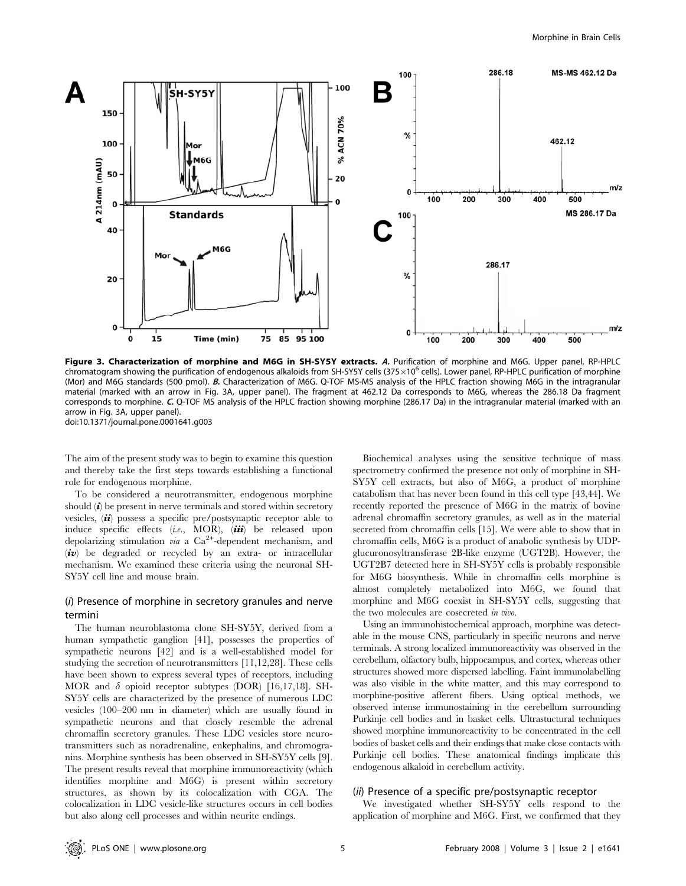**Figure 3. Characterization of morphine and M6G in SH-SY5Y extracts.** ***A.*** Purification of morphine and M6G. Upper panel, RP-HPLC chromatogram showing the purification of endogenous alkaloids from SH-SY5Y cells ($375\times10^{6}$ cells). Lower panel, RP-HPLC purification of morphine (Mor) and M6G standards (500 pmol). ***B.*** Characterization of M6G. Q-TOF MS-MS analysis of the HPLC fraction showing M6G in the intragranular material (marked with an arrow in Fig. 3A, upper panel). The fragment at 462.12 Da corresponds to M6G, whereas the 286.18 Da fragment corresponds to morphine. ***C.*** Q-TOF MS analysis of the HPLC fraction showing morphine (286.17 Da) in the intragranular material (marked with an arrow in Fig. 3A, upper panel).
doi:10.1371/journal.pone.0001641.g003

The aim of the present study was to begin to examine this question and thereby take the first steps towards establishing a functional role for endogenous morphine.

To be considered a neurotransmitter, endogenous morphine should (***i***) be present in nerve terminals and stored within secretory vesicles, (***ii***) possess a specific pre/postsynaptic receptor able to induce specific effects (*i.e.*, MOR), (***iii***) be released upon depolarizing stimulation *via* a $Ca^{2+}$-dependent mechanism, and (***iv***) be degraded or recycled by an extra- or intracellular mechanism. We examined these criteria using the neuronal SH-SY5Y cell line and mouse brain.

### (*i*) Presence of morphine in secretory granules and nerve termini

The human neuroblastoma clone SH-SY5Y, derived from a human sympathetic ganglion [41], possesses the properties of sympathetic neurons [42] and is a well-established model for studying the secretion of neurotransmitters [11,12,28]. These cells have been shown to express several types of receptors, including MOR and $\delta$ opioid receptor subtypes (DOR) [16,17,18]. SH-SY5Y cells are characterized by the presence of numerous LDC vesicles (100–200 nm in diameter) which are usually found in sympathetic neurons and that closely resemble the adrenal chromaffin secretory granules. These LDC vesicles store neurotransmitters such as noradrenaline, enkephalins, and chromogranins. Morphine synthesis has been observed in SH-SY5Y cells [9]. The present results reveal that morphine immunoreactivity (which identifies morphine and M6G) is present within secretory structures, as shown by its colocalization with CGA. The colocalization in LDC vesicle-like structures occurs in cell bodies but also along cell processes and within neurite endings.

Biochemical analyses using the sensitive technique of mass spectrometry confirmed the presence not only of morphine in SH-SY5Y cell extracts, but also of M6G, a product of morphine catabolism that has never been found in this cell type [43,44]. We recently reported the presence of M6G in the matrix of bovine adrenal chromaffin secretory granules, as well as in the material secreted from chromaffin cells [15]. We were able to show that in chromaffin cells, M6G is a product of anabolic synthesis by UDP-glucuronosyltransferase 2B-like enzyme (UGT2B). However, the UGT2B7 detected here in SH-SY5Y cells is probably responsible for M6G biosynthesis. While in chromaffin cells morphine is almost completly metabolized into M6G, we found that morphine and M6G coexist in SH-SY5Y cells, suggesting that the two molecules are cosecreted *in vivo*.

Using an immunohistochemical approach, morphine was detectable in the mouse CNS, particularly in specific neurons and nerve terminals. A strong localized immunoreactivity was observed in the cerebellum, olfactory bulb, hippocampus, and cortex, whereas other structures showed more dispersed labelling. Faint immunolabelling was also visible in the white matter, and this may correspond to morphine-positive afferent fibers. Using optical methods, we observed intense immunostaining in the cerebellum surrounding Purkinje cell bodies and in basket cells. Ultrastuctural techniques showed morphine immunoreactivity to be concentrated in the cell bodies of basket cells and their endings that make close contacts with Purkinje cell bodies. These anatomical findings implicate this endogenous alkaloid in cerebellum activity.

### (*ii*) Presence of a specific pre/postsynaptic receptor

We investigated whether SH-SY5Y cells respond to the application of morphine and M6G. First, we confirmed that they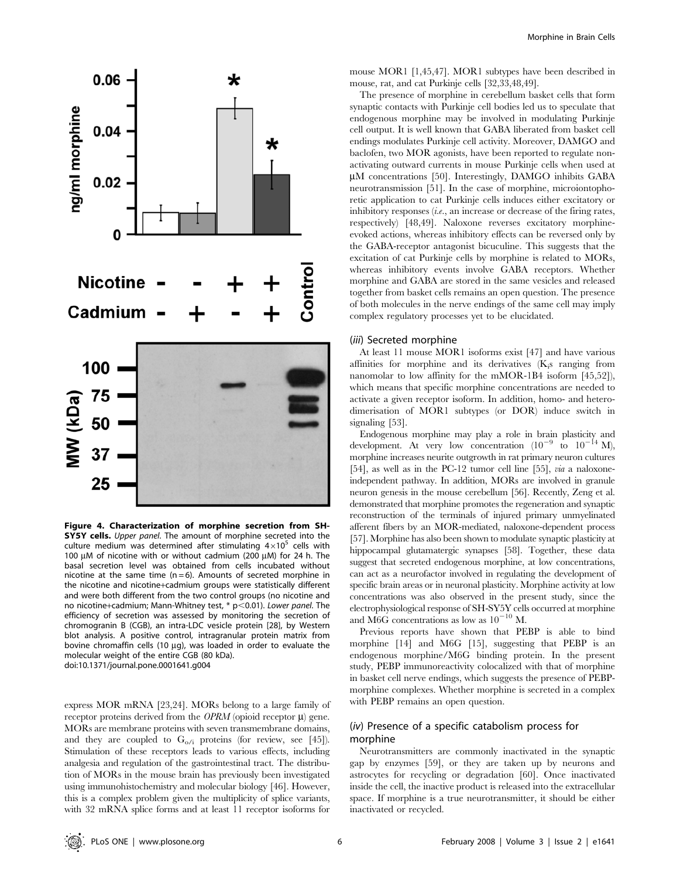Figure 4. Characterization of morphine secretion from SH-SY5Y cells. *Upper panel.* The amount of morphine secreted into the culture medium was determined after stimulating $4\times10^5$ cells with 100 µM of nicotine with or without cadmium (200 µM) for 24 h. The basal secretion level was obtained from cells incubated without nicotine at the same time (n = 6). Amounts of secreted morphine in the nicotine and nicotine+cadmium groups were statistically different and were both different from the two control groups (no nicotine and no nicotine+cadmium; Mann-Whitney test, * $p<0.01$). *Lower panel.* The efficiency of secretion was assessed by monitoring the secretion of chromogranin B (CGB), an intra-LDC vesicle protein [28], by Western blot analysis. A positive control, intragranular protein matrix from bovine chromaffin cells (10 µg), was loaded in order to evaluate the molecular weight of the entire CGB (80 kDa).
doi:10.1371/journal.pone.0001641.g004

express MOR mRNA [23,24]. MORs belong to a large family of receptor proteins derived from the *OPRM* (opioid receptor µ) gene. MORs are membrane proteins with seven transmembrane domains, and they are coupled to $G_{o/i}$ proteins (for review, see [45]). Stimulation of these receptors leads to various effects, including analgesia and regulation of the gastrointestinal tract. The distribution of MORs in the mouse brain has previously been investigated using immunohistochemistry and molecular biology [46]. However, this is a complex problem given the multiplicity of splice variants, with 32 mRNA splice forms and at least 11 receptor isoforms for mouse MOR1 [1,45,47]. MOR1 subtypes have been described in mouse, rat, and cat Purkinje cells [32,33,48,49].

The presence of morphine in cerebellum basket cells that form synaptic contacts with Purkinje cell bodies led us to speculate that endogenous morphine may be involved in modulating Purkinje cell output. It is well known that GABA liberated from basket cell endings modulates Purkinje cell activity. Moreover, DAMGO and baclofen, two MOR agonists, have been reported to regulate non-activating outward currents in mouse Purkinje cells when used at µM concentrations [50]. Interestingly, DAMGO inhibits GABA neurotransmission [51]. In the case of morphine, microiontophoretic application to cat Purkinje cells induces either excitatory or inhibitory responses (*i.e.*, an increase or decrease of the firing rates, respectively) [48,49]. Naloxone reverses excitatory morphine-evoked actions, whereas inhibitory effects can be reversed only by the GABA-receptor antagonist bicuculine. This suggests that the excitation of cat Purkinje cells by morphine is related to MORs, whereas inhibitory events involve GABA receptors. Whether morphine and GABA are stored in the same vesicles and released together from basket cells remains an open question. The presence of both molecules in the nerve endings of the same cell may imply complex regulatory processes yet to be elucidated.

### (*iii*) Secreted morphine

At least 11 mouse MOR1 isoforms exist [47] and have various affinities for morphine and its derivatives ($K_i$s ranging from nanomolar to low affinity for the mMOR-1B4 isoform [45,52]), which means that specific morphine concentrations are needed to activate a given receptor isoform. In addition, homo- and hetero-dimerisation of MOR1 subtypes (or DOR) induce switch in signaling [53].

Endogenous morphine may play a role in brain plasticity and development. At very low concentration ($10^{-9}$ to $10^{-14}$ M), morphine increases neurite outgrowth in rat primary neuron cultures [54], as well as in the PC-12 tumor cell line [55], *via* a naloxone-independent pathway. In addition, MORs are involved in granule neuron genesis in the mouse cerebellum [56]. Recently, Zeng et al. demonstrated that morphine promotes the regeneration and synaptic reconstruction of the terminals of injured primary unmyelinated afferent fibers by an MOR-mediated, naloxone-dependent process [57]. Morphine has also been shown to modulate synaptic plasticity at hippocampal glutamatergic synapses [58]. Together, these data suggest that secreted endogenous morphine, at low concentrations, can act as a neurofactor involved in regulating the development of specific brain areas or in neuronal plasticity. Morphine activity at low concentrations was also observed in the present study, since the electrophysiological response of SH-SY5Y cells occurred at morphine and M6G concentrations as low as $10^{-10}$ M.

Previous reports have shown that PEBP is able to bind morphine [14] and M6G [15], suggesting that PEBP is an endogenous morphine/M6G binding protein. In the present study, PEBP immunoreactivity colocalized with that of morphine in basket cell nerve endings, which suggests the presence of PEBP-morphine complexes. Whether morphine is secreted in a complex with PEBP remains an open question.

### (*iv*) Presence of a specific catabolism process for morphine

Neurotransmitters are commonly inactivated in the synaptic gap by enzymes [59], or they are taken up by neurons and astrocytes for recycling or degradation [60]. Once inactivated inside the cell, the inactive product is released into the extracellular space. If morphine is a true neurotransmitter, it should be either inactivated or recycled.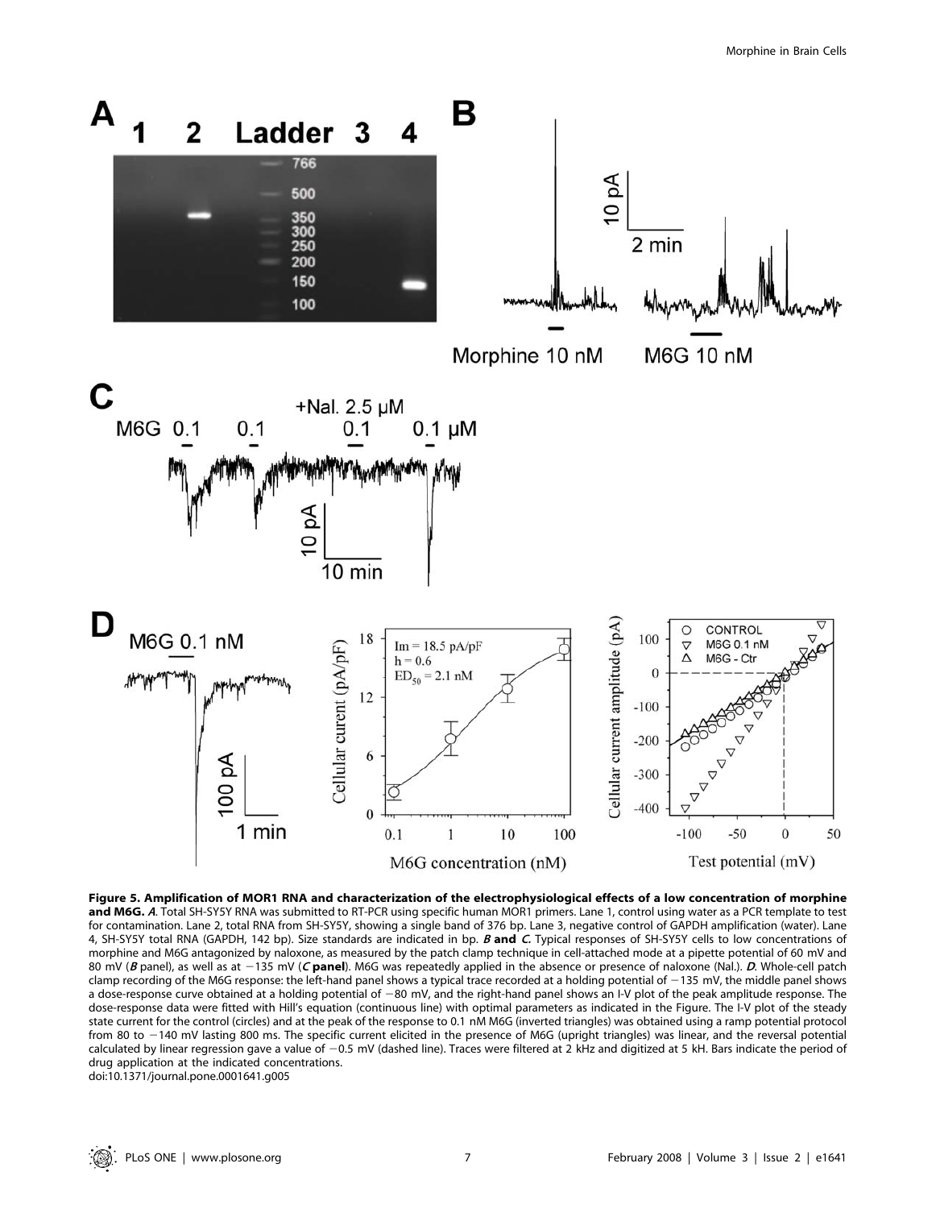**Figure 5. Amplification of MOR1 RNA and characterization of the electrophysiological effects of a low concentration of morphine and M6G.** ***A***. Total SH-SY5Y RNA was submitted to RT-PCR using specific human MOR1 primers. Lane 1, control using water as a PCR template to test for contamination. Lane 2, total RNA from SH-SY5Y, showing a single band of 376 bp. Lane 3, negative control of GAPDH amplification (water). Lane 4, SH-SY5Y total RNA (GAPDH, 142 bp). Size standards are indicated in bp. ***B* and *C***. Typical responses of SH-SY5Y cells to low concentrations of morphine and M6G antagonized by naloxone, as measured by the patch clamp technique in cell-attached mode at a pipette potential of 60 mV and 80 mV (***B*** panel), as well as at −135 mV (***C* panel**). M6G was repeatedly applied in the absence or presence of naloxone (Nal.). ***D***. Whole-cell patch clamp recording of the M6G response: the left-hand panel shows a typical trace recorded at a holding potential of −135 mV, the middle panel shows a dose-response curve obtained at a holding potential of −80 mV, and the right-hand panel shows an I-V plot of the peak amplitude response. The dose-response data were fitted with Hill's equation (continuous line) with optimal parameters as indicated in the Figure. The I-V plot of the steady state current for the control (circles) and at the peak of the response to 0.1 nM M6G (inverted triangles) was obtained using a ramp potential protocol from 80 to −140 mV lasting 800 ms. The specific current elicited in the presence of M6G (upright triangles) was linear, and the reversal potential calculated by linear regression gave a value of −0.5 mV (dashed line). Traces were filtered at 2 kHz and digitized at 5 kH. Bars indicate the period of drug application at the indicated concentrations.
doi:10.1371/journal.pone.0001641.g005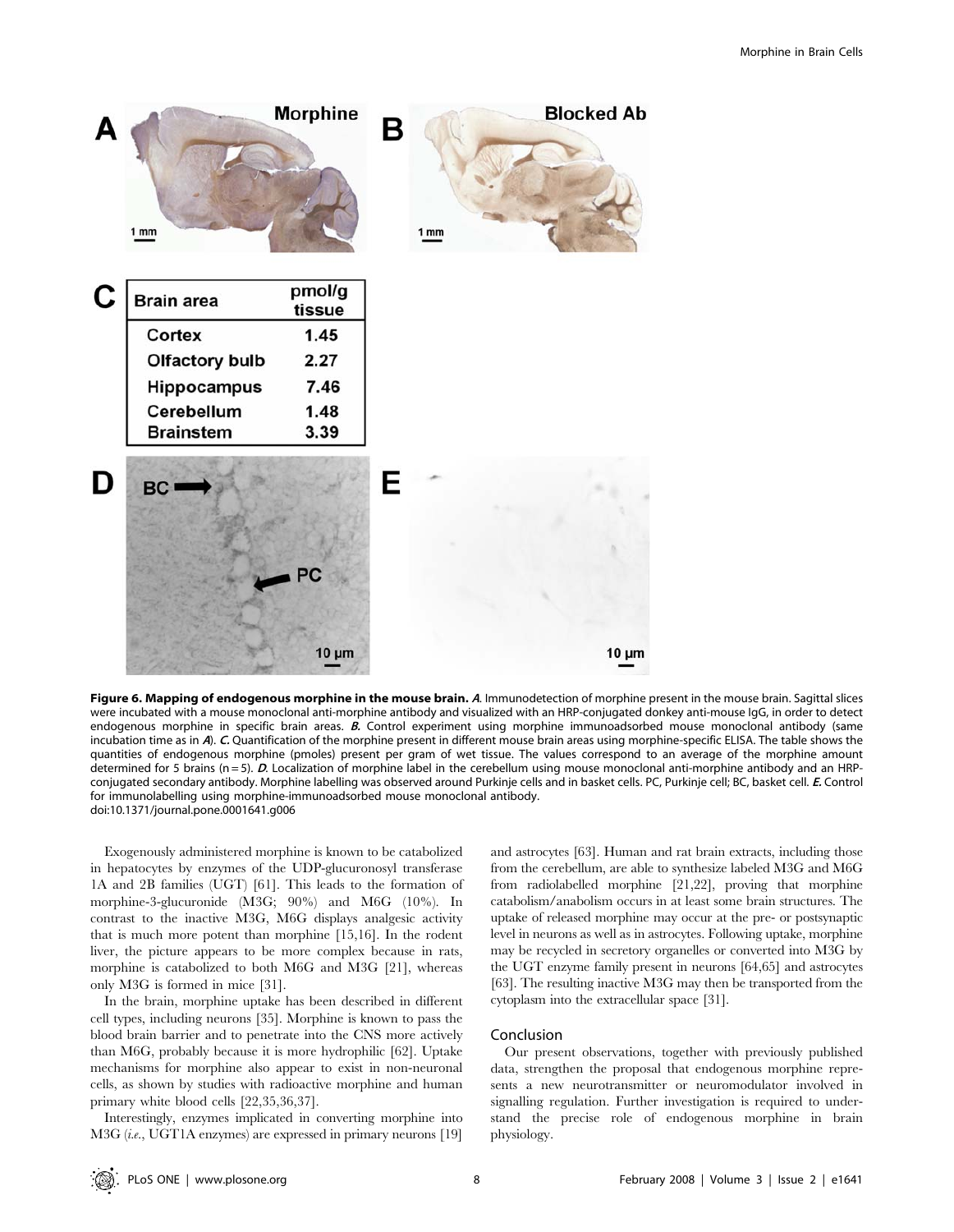| Brain area | pmol/g tissue |
|---|---|
| Cortex | 1.45 |
| Olfactory bulb | 2.27 |
| Hippocampus | 7.46 |
| Cerebellum | 1.48 |
| Brainstem | 3.39 |

**Figure 6. Mapping of endogenous morphine in the mouse brain.** ***A***. Immunodetection of morphine present in the mouse brain. Sagittal slices were incubated with a mouse monoclonal anti-morphine antibody and visualized with an HRP-conjugated donkey anti-mouse IgG, in order to detect endogenous morphine in specific brain areas. ***B***. Control experiment using morphine immunoadsorbed mouse monoclonal antibody (same incubation time as in ***A***). ***C***. Quantification of the morphine present in different mouse brain areas using morphine-specific ELISA. The table shows the quantities of endogenous morphine (pmoles) present per gram of wet tissue. The values correspond to an average of the morphine amount determined for 5 brains (n = 5). ***D***. Localization of morphine label in the cerebellum using mouse monoclonal anti-morphine antibody and an HRP-conjugated secondary antibody. Morphine labelling was observed around Purkinje cells and in basket cells. PC, Purkinje cell; BC, basket cell. ***E***. Control for immunolabelling using morphine-immunoadsorbed mouse monoclonal antibody.
doi:10.1371/journal.pone.0001641.g006

Exogenously administered morphine is known to be catabolized in hepatocytes by enzymes of the UDP-glucuronosyl transferase 1A and 2B families (UGT) [61]. This leads to the formation of morphine-3-glucuronide (M3G; 90%) and M6G (10%). In contrast to the inactive M3G, M6G displays analgesic activity that is much more potent than morphine [15,16]. In the rodent liver, the picture appears to be more complex because in rats, morphine is catabolized to both M6G and M3G [21], whereas only M3G is formed in mice [31].

In the brain, morphine uptake has been described in different cell types, including neurons [35]. Morphine is known to pass the blood brain barrier and to penetrate into the CNS more actively than M6G, probably because it is more hydrophilic [62]. Uptake mechanisms for morphine also appear to exist in non-neuronal cells, as shown by studies with radioactive morphine and human primary white blood cells [22,35,36,37].

Interestingly, enzymes implicated in converting morphine into M3G (*i.e.*, UGT1A enzymes) are expressed in primary neurons [19] and astrocytes [63]. Human and rat brain extracts, including those from the cerebellum, are able to synthesize labeled M3G and M6G from radiolabelled morphine [21,22], proving that morphine catabolism/anabolism occurs in at least some brain structures. The uptake of released morphine may occur at the pre- or postsynaptic level in neurons as well as in astrocytes. Following uptake, morphine may be recycled in secretory organelles or converted into M3G by the UGT enzyme family present in neurons [64,65] and astrocytes [63]. The resulting inactive M3G may then be transported from the cytoplasm into the extracellular space [31].

## Conclusion

Our present observations, together with previously published data, strengthen the proposal that endogenous morphine represents a new neurotransmitter or neuromodulator involved in signalling regulation. Further investigation is required to understand the precise role of endogenous morphine in brain physiology.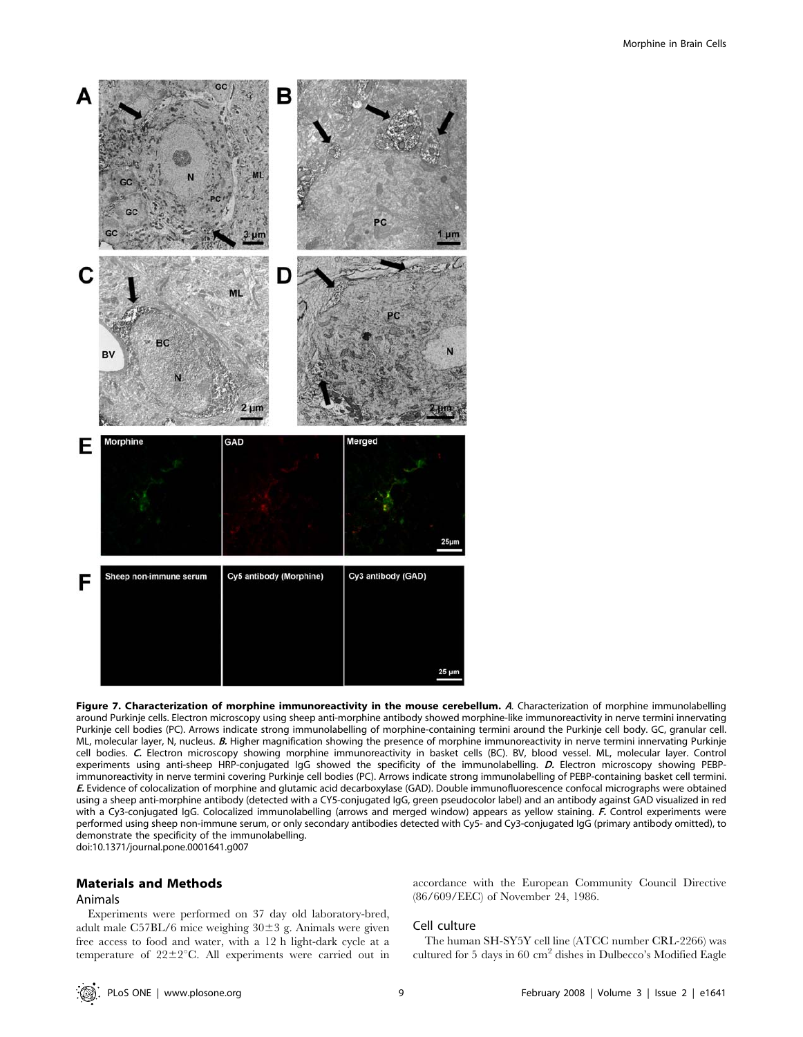**Figure 7. Characterization of morphine immunoreactivity in the mouse cerebellum.** *A.* Characterization of morphine immunolabelling around Purkinje cells. Electron microscopy using sheep anti-morphine antibody showed morphine-like immunoreactivity in nerve termini innervating Purkinje cell bodies (PC). Arrows indicate strong immunolabelling of morphine-containing termini around the Purkinje cell body. GC, granular cell. ML, molecular layer, N, nucleus. *B.* Higher magnification showing the presence of morphine immunoreactivity in nerve termini innervating Purkinje cell bodies. *C.* Electron microscopy showing morphine immunoreactivity in basket cells (BC). BV, blood vessel. ML, molecular layer. Control experiments using anti-sheep HRP-conjugated IgG showed the specificity of the immunolabelling. *D.* Electron microscopy showing PEBP-immunoreactivity in nerve termini covering Purkinje cell bodies (PC). Arrows indicate strong immunolabelling of PEBP-containing basket cell termini. *E.* Evidence of colocalization of morphine and glutamic acid decarboxylase (GAD). Double immunofluorescence confocal micrographs were obtained using a sheep anti-morphine antibody (detected with a CY5-conjugated IgG, green pseudocolor label) and an antibody against GAD visualized in red with a Cy3-conjugated IgG. Colocalized immunolabelling (arrows and merged window) appears as yellow staining. *F.* Control experiments were performed using sheep non-immune serum, or only secondary antibodies detected with Cy5- and Cy3-conjugated IgG (primary antibody omitted), to demonstrate the specificity of the immunolabelling.
doi:10.1371/journal.pone.0001641.g007

## Materials and Methods

### Animals

Experiments were performed on 37 day old laboratory-bred, adult male C57BL/6 mice weighing 30±3 g. Animals were given free access to food and water, with a 12 h light-dark cycle at a temperature of 22±2°C. All experiments were carried out in accordance with the European Community Council Directive (86/609/EEC) of November 24, 1986.

### Cell culture

The human SH-SY5Y cell line (ATCC number CRL-2266) was cultured for 5 days in 60 $cm^2$ dishes in Dulbecco's Modified Eagle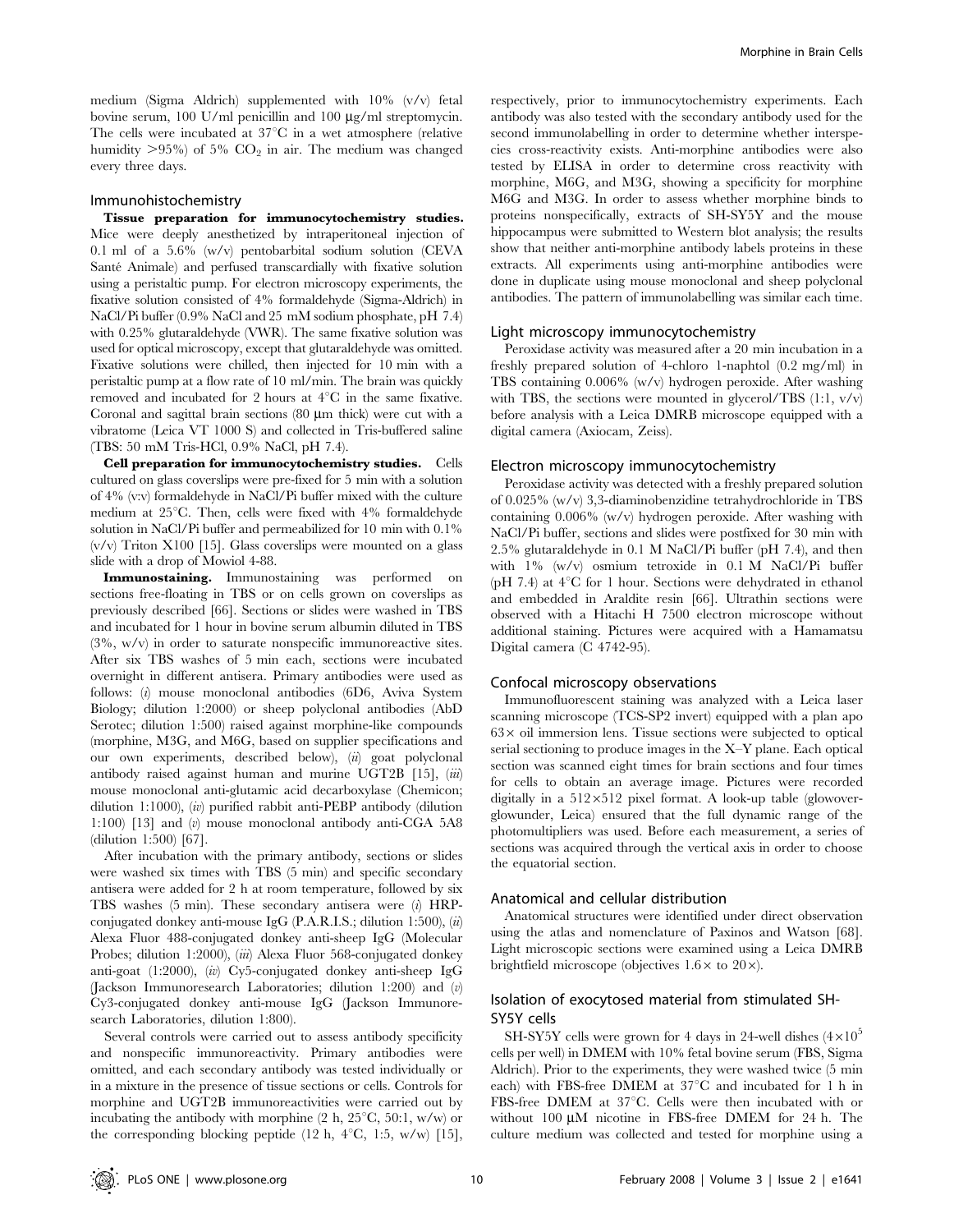medium (Sigma Aldrich) supplemented with 10% (v/v) fetal bovine serum, 100 U/ml penicillin and 100 µg/ml streptomycin. The cells were incubated at 37°C in a wet atmosphere (relative humidity >95%) of 5% $CO_2$ in air. The medium was changed every three days.

### Immunohistochemistry

**Tissue preparation for immunocytochemistry studies.** Mice were deeply anesthetized by intraperitoneal injection of 0.1 ml of a 5.6% (w/v) pentobarbital sodium solution (CEVA Santé Animale) and perfused transcardially with fixative solution using a peristaltic pump. For electron microscopy experiments, the fixative solution consisted of 4% formaldehyde (Sigma-Aldrich) in NaCl/Pi buffer (0.9% NaCl and 25 mM sodium phosphate, pH 7.4) with 0.25% glutaraldehyde (VWR). The same fixative solution was used for optical microscopy, except that glutaraldehyde was omitted. Fixative solutions were chilled, then injected for 10 min with a peristaltic pump at a flow rate of 10 ml/min. The brain was quickly removed and incubated for 2 hours at 4°C in the same fixative. Coronal and sagittal brain sections (80 µm thick) were cut with a vibratome (Leica VT 1000 S) and collected in Tris-buffered saline (TBS: 50 mM Tris-HCl, 0.9% NaCl, pH 7.4).

**Cell preparation for immunocytochemistry studies.** Cells cultured on glass coverslips were pre-fixed for 5 min with a solution of 4% (v:v) formaldehyde in NaCl/Pi buffer mixed with the culture medium at 25°C. Then, cells were fixed with 4% formaldehyde solution in NaCl/Pi buffer and permeabilized for 10 min with 0.1% (v/v) Triton X100 [15]. Glass coverslips were mounted on a glass slide with a drop of Mowiol 4-88.

**Immunostaining.** Immunostaining was performed on sections free-floating in TBS or on cells grown on coverslips as previously described [66]. Sections or slides were washed in TBS and incubated for 1 hour in bovine serum albumin diluted in TBS (3%, w/v) in order to saturate nonspecific immunoreactive sites. After six TBS washes of 5 min each, sections were incubated overnight in different antisera. Primary antibodies were used as follows: (*i*) mouse monoclonal antibodies (6D6, Aviva System Biology; dilution 1:2000) or sheep polyclonal antibodies (AbD Serotec; dilution 1:500) raised against morphine-like compounds (morphine, M3G, and M6G, based on supplier specifications and our own experiments, described below), (*ii*) goat polyclonal antibody raised against human and murine UGT2B [15], (*iii*) mouse monoclonal anti-glutamic acid decarboxylase (Chemicon; dilution 1:1000), (*iv*) purified rabbit anti-PEBP antibody (dilution 1:100) [13] and (*v*) mouse monoclonal antibody anti-CGA 5A8 (dilution 1:500) [67].

After incubation with the primary antibody, sections or slides were washed six times with TBS (5 min) and specific secondary antisera were added for 2 h at room temperature, followed by six TBS washes (5 min). These secondary antisera were (*i*) HRP-conjugated donkey anti-mouse IgG (P.A.R.I.S.; dilution 1:500), (*ii*) Alexa Fluor 488-conjugated donkey anti-sheep IgG (Molecular Probes; dilution 1:2000), (*iii*) Alexa Fluor 568-conjugated donkey anti-goat (1:2000), (*iv*) Cy5-conjugated donkey anti-sheep IgG (Jackson Immunoresearch Laboratories; dilution 1:200) and (*v*) Cy3-conjugated donkey anti-mouse IgG (Jackson Immunoresearch Laboratories, dilution 1:800).

Several controls were carried out to assess antibody specificity and nonspecific immunoreactivity. Primary antibodies were omitted, and each secondary antibody was tested individually or in a mixture in the presence of tissue sections or cells. Controls for morphine and UGT2B immunoreactivities were carried out by incubating the antibody with morphine (2 h, 25°C, 50:1, w/w) or the corresponding blocking peptide (12 h, 4°C, 1:5, w/w) [15], respectively, prior to immunocytochemistry experiments. Each antibody was also tested with the secondary antibody used for the second immunolabelling in order to determine whether interspecies cross-reactivity exists. Anti-morphine antibodies were also tested by ELISA in order to determine cross reactivity with morphine, M6G, and M3G, showing a specificity for morphine M6G and M3G. In order to assess whether morphine binds to proteins nonspecifically, extracts of SH-SY5Y and the mouse hippocampus were submitted to Western blot analysis; the results show that neither anti-morphine antibody labels proteins in these extracts. All experiments using anti-morphine antibodies were done in duplicate using mouse monoclonal and sheep polyclonal antibodies. The pattern of immunolabelling was similar each time.

### Light microscopy immunocytochemistry

Peroxidase activity was measured after a 20 min incubation in a freshly prepared solution of 4-chloro 1-naphtol (0.2 mg/ml) in TBS containing 0.006% (w/v) hydrogen peroxide. After washing with TBS, the sections were mounted in glycerol/TBS (1:1, v/v) before analysis with a Leica DMRB microscope equipped with a digital camera (Axiocam, Zeiss).

### Electron microscopy immunocytochemistry

Peroxidase activity was detected with a freshly prepared solution of 0.025% (w/v) 3,3-diaminobenzidine tetrahydrochloride in TBS containing 0.006% (w/v) hydrogen peroxide. After washing with NaCl/Pi buffer, sections and slides were postfixed for 30 min with 2.5% glutaraldehyde in 0.1 M NaCl/Pi buffer (pH 7.4), and then with 1% (w/v) osmium tetroxide in 0.1 M NaCl/Pi buffer (pH 7.4) at 4°C for 1 hour. Sections were dehydrated in ethanol and embedded in Araldite resin [66]. Ultrathin sections were observed with a Hitachi H 7500 electron microscope without additional staining. Pictures were acquired with a Hamamatsu Digital camera (C 4742-95).

### Confocal microscopy observations

Immunofluorescent staining was analyzed with a Leica laser scanning microscope (TCS-SP2 invert) equipped with a plan apo 63× oil immersion lens. Tissue sections were subjected to optical serial sectioning to produce images in the X–Y plane. Each optical section was scanned eight times for brain sections and four times for cells to obtain an average image. Pictures were recorded digitally in a 512×512 pixel format. A look-up table (glowoverglowunder, Leica) ensured that the full dynamic range of the photomultipliers was used. Before each measurement, a series of sections was acquired through the vertical axis in order to choose the equatorial section.

### Anatomical and cellular distribution

Anatomical structures were identified under direct observation using the atlas and nomenclature of Paxinos and Watson [68]. Light microscopic sections were examined using a Leica DMRB brightfield microscope (objectives 1.6× to 20×).

### Isolation of exocytosed material from stimulated SH-SY5Y cells

SH-SY5Y cells were grown for 4 days in 24-well dishes ($4\times10^5$ cells per well) in DMEM with 10% fetal bovine serum (FBS, Sigma Aldrich). Prior to the experiments, they were washed twice (5 min each) with FBS-free DMEM at 37°C and incubated for 1 h in FBS-free DMEM at 37°C. Cells were then incubated with or without 100 µM nicotine in FBS-free DMEM for 24 h. The culture medium was collected and tested for morphine using a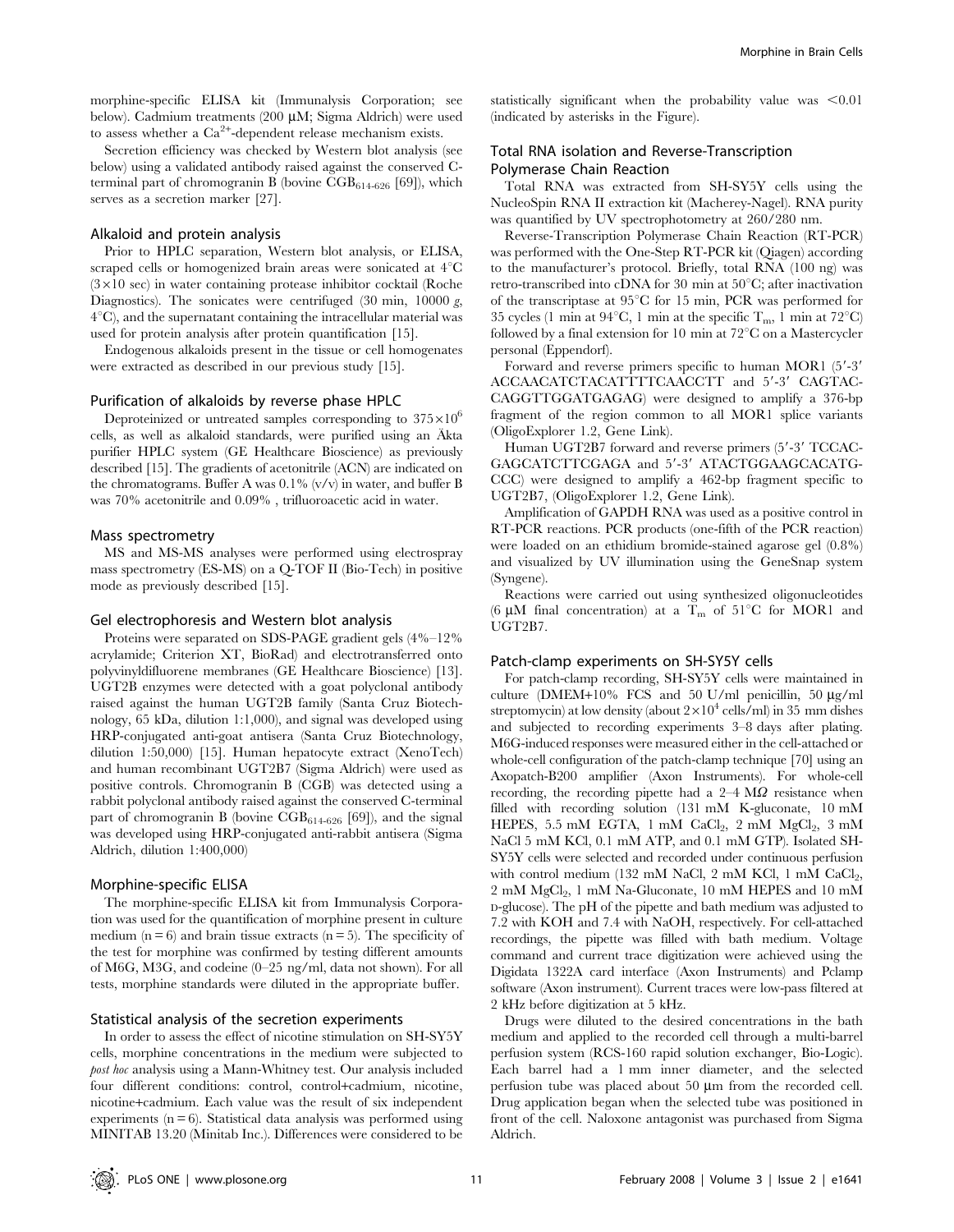morphine-specific ELISA kit (Immunalysis Corporation; see below). Cadmium treatments (200 μM; Sigma Aldrich) were used to assess whether a $Ca^{2+}$-dependent release mechanism exists.

Secretion efficiency was checked by Western blot analysis (see below) using a validated antibody raised against the conserved C-terminal part of chromogranin B (bovine $CGB_{614-626}$ [69]), which serves as a secretion marker [27].

### Alkaloid and protein analysis

Prior to HPLC separation, Western blot analysis, or ELISA, scraped cells or homogenized brain areas were sonicated at 4°C (3×10 sec) in water containing protease inhibitor cocktail (Roche Diagnostics). The sonicates were centrifuged (30 min, 10000 *g*, 4°C), and the supernatant containing the intracellular material was used for protein analysis after protein quantification [15].

Endogenous alkaloids present in the tissue or cell homogenates were extracted as described in our previous study [15].

### Purification of alkaloids by reverse phase HPLC

Deproteinized or untreated samples corresponding to $375 \times 10^6$ cells, as well as alkaloid standards, were purified using an Äkta purifier HPLC system (GE Healthcare Bioscience) as previously described [15]. The gradients of acetonitrile (ACN) are indicated on the chromatograms. Buffer A was 0.1% (v/v) in water, and buffer B was 70% acetonitrile and 0.09% , trifluoroacetic acid in water.

### Mass spectrometry

MS and MS-MS analyses were performed using electrospray mass spectrometry (ES-MS) on a Q-TOF II (Bio-Tech) in positive mode as previously described [15].

### Gel electrophoresis and Western blot analysis

Proteins were separated on SDS-PAGE gradient gels (4%–12% acrylamide; Criterion XT, BioRad) and electrotransferred onto polyvinyldifluorene membranes (GE Healthcare Bioscience) [13]. UGT2B enzymes were detected with a goat polyclonal antibody raised against the human UGT2B family (Santa Cruz Biotechnology, 65 kDa, dilution 1:1,000), and signal was developed using HRP-conjugated anti-goat antisera (Santa Cruz Biotechnology, dilution 1:50,000) [15]. Human hepatocyte extract (XenoTech) and human recombinant UGT2B7 (Sigma Aldrich) were used as positive controls. Chromogranin B (CGB) was detected using a rabbit polyclonal antibody raised against the conserved C-terminal part of chromogranin B (bovine $CGB_{614-626}$ [69]), and the signal was developed using HRP-conjugated anti-rabbit antisera (Sigma Aldrich, dilution 1:400,000)

### Morphine-specific ELISA

The morphine-specific ELISA kit from Immunalysis Corporation was used for the quantification of morphine present in culture medium (n = 6) and brain tissue extracts (n = 5). The specificity of the test for morphine was confirmed by testing different amounts of M6G, M3G, and codeine (0–25 ng/ml, data not shown). For all tests, morphine standards were diluted in the appropriate buffer.

### Statistical analysis of the secretion experiments

In order to assess the effect of nicotine stimulation on SH-SY5Y cells, morphine concentrations in the medium were subjected to *post hoc* analysis using a Mann-Whitney test. Our analysis included four different conditions: control, control+cadmium, nicotine, nicotine+cadmium. Each value was the result of six independent experiments (n = 6). Statistical data analysis was performed using MINITAB 13.20 (Minitab Inc.). Differences were considered to be statistically significant when the probability value was <0.01 (indicated by asterisks in the Figure).

### Total RNA isolation and Reverse-Transcription Polymerase Chain Reaction

Total RNA was extracted from SH-SY5Y cells using the NucleoSpin RNA II extraction kit (Macherey-Nagel). RNA purity was quantified by UV spectrophotometry at 260/280 nm.

Reverse-Transcription Polymerase Chain Reaction (RT-PCR) was performed with the One-Step RT-PCR kit (Qiagen) according to the manufacturer's protocol. Briefly, total RNA (100 ng) was retro-transcribed into cDNA for 30 min at 50°C; after inactivation of the transcriptase at 95°C for 15 min, PCR was performed for 35 cycles (1 min at 94°C, 1 min at the specific $T_m$, 1 min at 72°C) followed by a final extension for 10 min at 72°C on a Mastercycler personal (Eppendorf).

Forward and reverse primers specific to human MOR1 (5′-3′ ACCAACATCTACATTTTCAACCTT and 5′-3′ CAGTACCAGGTTGGATGAGAG) were designed to amplify a 376-bp fragment of the region common to all MOR1 splice variants (OligoExplorer 1.2, Gene Link).

Human UGT2B7 forward and reverse primers (5′-3′ TCCACGAGCATCTTCGAGA and 5′-3′ ATACTGGAAGCACATGCCC) were designed to amplify a 462-bp fragment specific to UGT2B7, (OligoExplorer 1.2, Gene Link).

Amplification of GAPDH RNA was used as a positive control in RT-PCR reactions. PCR products (one-fifth of the PCR reaction) were loaded on an ethidium bromide-stained agarose gel (0.8%) and visualized by UV illumination using the GeneSnap system (Syngene).

Reactions were carried out using synthesized oligonucleotides (6 μM final concentration) at a $T_m$ of 51°C for MOR1 and UGT2B7.

### Patch-clamp experiments on SH-SY5Y cells

For patch-clamp recording, SH-SY5Y cells were maintained in culture (DMEM+10% FCS and 50 U/ml penicillin, 50 μg/ml streptomycin) at low density (about $2 \times 10^4$ cells/ml) in 35 mm dishes and subjected to recording experiments 3–8 days after plating. M6G-induced responses were measured either in the cell-attached or whole-cell configuration of the patch-clamp technique [70] using an Axopatch-B200 amplifier (Axon Instruments). For whole-cell recording, the recording pipette had a 2–4 MΩ resistance when filled with recording solution (131 mM K-gluconate, 10 mM HEPES, 5.5 mM EGTA, 1 mM $CaCl_2$, 2 mM $MgCl_2$, 3 mM NaCl 5 mM KCl, 0.1 mM ATP, and 0.1 mM GTP). Isolated SH-SY5Y cells were selected and recorded under continuous perfusion with control medium (132 mM NaCl, 2 mM KCl, 1 mM $CaCl_2$, 2 mM $MgCl_2$, 1 mM Na-Gluconate, 10 mM HEPES and 10 mM D-glucose). The pH of the pipette and bath medium was adjusted to 7.2 with KOH and 7.4 with NaOH, respectively. For cell-attached recordings, the pipette was filled with bath medium. Voltage command and current trace digitization were achieved using the Digidata 1322A card interface (Axon Instruments) and Pclamp software (Axon instrument). Current traces were low-pass filtered at 2 kHz before digitization at 5 kHz.

Drugs were diluted to the desired concentrations in the bath medium and applied to the recorded cell through a multi-barrel perfusion system (RCS-160 rapid solution exchanger, Bio-Logic). Each barrel had a 1 mm inner diameter, and the selected perfusion tube was placed about 50 μm from the recorded cell. Drug application began when the selected tube was positioned in front of the cell. Naloxone antagonist was purchased from Sigma Aldrich.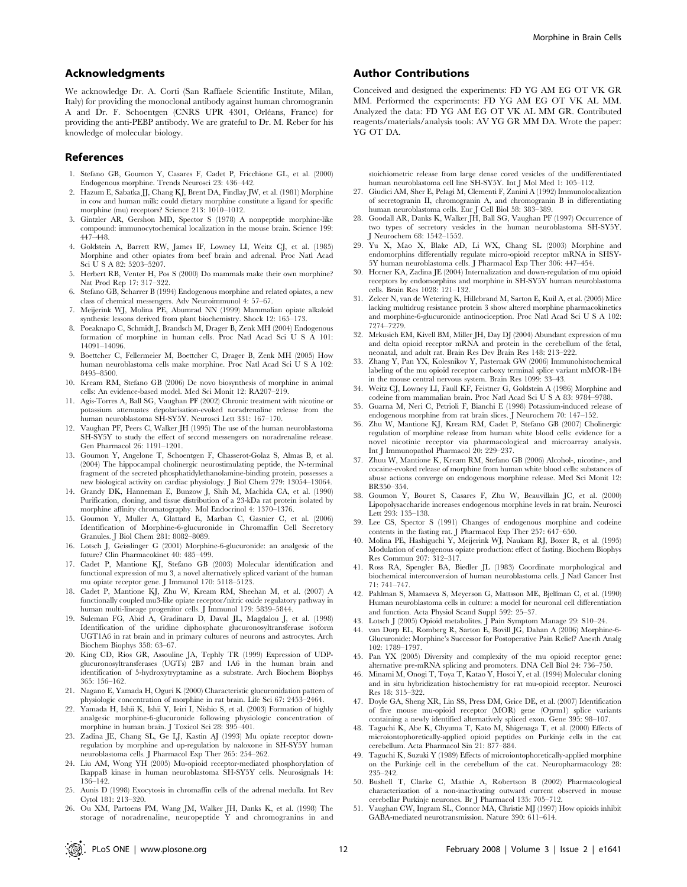## Acknowledgments

We acknowledge Dr. A. Corti (San Raffaele Scientific Institute, Milan, Italy) for providing the monoclonal antibody against human chromogranin A and Dr. F. Schoentgen (CNRS UPR 4301, Orléans, France) for providing the anti-PEBP antibody. We are grateful to Dr. M. Reber for his knowledge of molecular biology.

## Author Contributions

Conceived and designed the experiments: FD YG AM EG OT VK GR MM. Performed the experiments: FD YG AM EG OT VK AL MM. Analyzed the data: FD YG AM EG OT VK AL MM GR. Contributed reagents/materials/analysis tools: AV YG GR MM DA. Wrote the paper: YG OT DA.

## References

1. Stefano GB, Goumon Y, Casares F, Cadet P, Fricchione GL, et al. (2000) Endogenous morphine. Trends Neurosci 23: 436–442.
2. Hazum E, Sabatka JJ, Chang KJ, Brent DA, Findlay JW, et al. (1981) Morphine in cow and human milk: could dietary morphine constitute a ligand for specific morphine (mu) receptors? Science 213: 1010–1012.
3. Gintzler AR, Gershon MD, Spector S (1978) A nonpeptide morphine-like compound: immunocytochemical localization in the mouse brain. Science 199: 447–448.
4. Goldstein A, Barrett RW, James IF, Lowney LI, Weitz CJ, et al. (1985) Morphine and other opiates from beef brain and adrenal. Proc Natl Acad Sci U S A 82: 5203–5207.
5. Herbert RB, Venter H, Pos S (2000) Do mammals make their own morphine? Nat Prod Rep 17: 317–322.
6. Stefano GB, Scharrer B (1994) Endogenous morphine and related opiates, a new class of chemical messengers. Adv Neuroimmunol 4: 57–67.
7. Meijerink WJ, Molina PE, Abumrad NN (1999) Mammalian opiate alkaloid synthesis: lessons derived from plant biochemistry. Shock 12: 165–173.
8. Poeaknapo C, Schmidt J, Brandsch M, Drager B, Zenk MH (2004) Endogenous formation of morphine in human cells. Proc Natl Acad Sci U S A 101: 14091–14096.
9. Boettcher C, Fellermeier M, Boettcher C, Drager B, Zenk MH (2005) How human neuroblastoma cells make morphine. Proc Natl Acad Sci U S A 102: 8495–8500.
10. Kream RM, Stefano GB (2006) De novo biosynthesis of morphine in animal cells: An evidence-based model. Med Sci Monit 12: RA207–219.
11. Agis-Torres A, Ball SG, Vaughan PF (2002) Chronic treatment with nicotine or potassium attenuates depolarisation-evoked noradrenaline release from the human neuroblastoma SH-SY5Y. Neurosci Lett 331: 167–170.
12. Vaughan PF, Peers C, Walker JH (1995) The use of the human neuroblastoma SH-SY5Y to study the effect of second messengers on noradrenaline release. Gen Pharmacol 26: 1191–1201.
13. Goumon Y, Angelone T, Schoentgen F, Chasserot-Golaz S, Almas B, et al. (2004) The hippocampal cholinergic neurostimulating peptide, the N-terminal fragment of the secreted phosphatidylethanolamine-binding protein, possesses a new biological activity on cardiac physiology. J Biol Chem 279: 13054–13064.
14. Grandy DK, Hanneman E, Bunzow J, Shih M, Machida CA, et al. (1990) Purification, cloning, and tissue distribution of a 23-kDa rat protein isolated by morphine affinity chromatography. Mol Endocrinol 4: 1370–1376.
15. Goumon Y, Muller A, Glattard E, Marban C, Gasnier C, et al. (2006) Identification of Morphine-6-glucuronide in Chromaffin Cell Secretory Granules. J Biol Chem 281: 8082–8089.
16. Lotsch J, Geisslinger G (2001) Morphine-6-glucuronide: an analgesic of the future? Clin Pharmacokinet 40: 485–499.
17. Cadet P, Mantione KJ, Stefano GB (2003) Molecular identification and functional expression of mu 3, a novel alternatively spliced variant of the human mu opiate receptor gene. J Immunol 170: 5118–5123.
18. Cadet P, Mantione KJ, Zhu W, Kream RM, Sheehan M, et al. (2007) A functionally coupled mu3-like opiate receptor/nitric oxide regulatory pathway in human multi-lineage progenitor cells. J Immunol 179: 5839–5844.
19. Suleman FG, Abid A, Gradinaru D, Daval JL, Magdalou J, et al. (1998) Identification of the uridine diphosphate glucuronosyltransferase isoform UGT1A6 in rat brain and in primary cultures of neurons and astrocytes. Arch Biochem Biophys 358: 63–67.
20. King CD, Rios GR, Assouline JA, Tephly TR (1999) Expression of UDP-glucuronosyltransferases (UGTs) 2B7 and 1A6 in the human brain and identification of 5-hydroxytryptamine as a substrate. Arch Biochem Biophys 365: 156–162.
21. Nagano E, Yamada H, Oguri K (2000) Characteristic glucuronidation pattern of physiologic concentration of morphine in rat brain. Life Sci 67: 2453–2464.
22. Yamada H, Ishii K, Ishii Y, Ieiri I, Nishio S, et al. (2003) Formation of highly analgesic morphine-6-glucuronide following physiologic concentration of morphine in human brain. J Toxicol Sci 28: 395–401.
23. Zadina JE, Chang SL, Ge LJ, Kastin AJ (1993) Mu opiate receptor down-regulation by morphine and up-regulation by naloxone in SH-SY5Y human neuroblastoma cells. J Pharmacol Exp Ther 265: 254–262.
24. Liu AM, Wong YH (2005) Mu-opioid receptor-mediated phosphorylation of IkappaB kinase in human neuroblastoma SH-SY5Y cells. Neurosignals 14: 136–142.
25. Aunis D (1998) Exocytosis in chromaffin cells of the adrenal medulla. Int Rev Cytol 181: 213–320.
26. Ou XM, Partoens PM, Wang JM, Walker JH, Danks K, et al. (1998) The storage of noradrenaline, neuropeptide Y and chromogranins in and stoichiometric release from large dense cored vesicles of the undifferentiated human neuroblastoma cell line SH-SY5Y. Int J Mol Med 1: 105–112.
27. Giudici AM, Sher E, Pelagi M, Clementi F, Zanini A (1992) Immunolocalization of secretogranin II, chromogranin A, and chromogranin B in differentiating human neuroblastoma cells. Eur J Cell Biol 58: 383–389.
28. Goodall AR, Danks K, Walker JH, Ball SG, Vaughan PF (1997) Occurrence of two types of secretory vesicles in the human neuroblastoma SH-SY5Y. J Neurochem 68: 1542–1552.
29. Yu X, Mao X, Blake AD, Li WX, Chang SL (2003) Morphine and endomorphins differentially regulate micro-opioid receptor mRNA in SHSY-5Y human neuroblastoma cells. J Pharmacol Exp Ther 306: 447–454.
30. Horner KA, Zadina JE (2004) Internalization and down-regulation of mu opioid receptors by endomorphins and morphine in SH-SY5Y human neuroblastoma cells. Brain Res 1028: 121–132.
31. Zelcer N, van de Wetering K, Hillebrand M, Sarton E, Kuil A, et al. (2005) Mice lacking multidrug resistance protein 3 show altered morphine pharmacokinetics and morphine-6-glucuronide antinociception. Proc Natl Acad Sci U S A 102: 7274–7279.
32. Mrkusich EM, Kivell BM, Miller JH, Day DJ (2004) Abundant expression of mu and delta opioid receptor mRNA and protein in the cerebellum of the fetal, neonatal, and adult rat. Brain Res Dev Brain Res 148: 213–222.
33. Zhang Y, Pan YX, Kolesnikov Y, Pasternak GW (2006) Immunohistochemical labeling of the mu opioid receptor carboxy terminal splice variant mMOR-1B4 in the mouse central nervous system. Brain Res 1099: 33–43.
34. Weitz CJ, Lowney LI, Faull KF, Feistner G, Goldstein A (1986) Morphine and codeine from mammalian brain. Proc Natl Acad Sci U S A 83: 9784–9788.
35. Guarna M, Neri C, Petrioli F, Bianchi E (1998) Potassium-induced release of endogenous morphine from rat brain slices. J Neurochem 70: 147–152.
36. Zhu W, Mantione KJ, Kream RM, Cadet P, Stefano GB (2007) Cholinergic regulation of morphine release from human white blood cells: evidence for a novel nicotinic receptor via pharmacological and microarray analysis. Int J Immunopathol Pharmacol 20: 229–237.
37. Zhuu W, Mantione K, Kream RM, Stefano GB (2006) Alcohol-, nicotine-, and cocaine-evoked release of morphine from human white blood cells: substances of abuse actions converge on endogenous morphine release. Med Sci Monit 12: BR350–354.
38. Goumon Y, Bouret S, Casares F, Zhu W, Beauvillain JC, et al. (2000) Lipopolysaccharide increases endogenous morphine levels in rat brain. Neurosci Lett 293: 135–138.
39. Lee CS, Spector S (1991) Changes of endogenous morphine and codeine contents in the fasting rat. J Pharmacol Exp Ther 257: 647–650.
40. Molina PE, Hashiguchi Y, Meijerink WJ, Naukam RJ, Boxer R, et al. (1995) Modulation of endogenous opiate production: effect of fasting. Biochem Biophys Res Commun 207: 312–317.
41. Ross RA, Spengler BA, Biedler JL (1983) Coordinate morphological and biochemical interconversion of human neuroblastoma cells. J Natl Cancer Inst 71: 741–747.
42. Pahlman S, Mamaeva S, Meyerson G, Mattsson ME, Bjelfman C, et al. (1990) Human neuroblastoma cells in culture: a model for neuronal cell differentiation and function. Acta Physiol Scand Suppl 592: 25–37.
43. Lotsch J (2005) Opioid metabolites. J Pain Symptom Manage 29: S10–24.
44. van Dorp EL, Romberg R, Sarton E, Bovill JG, Dahan A (2006) Morphine-6-Glucuronide: Morphine's Successor for Postoperative Pain Relief? Anesth Analg 102: 1789–1797.
45. Pan YX (2005) Diversity and complexity of the mu opioid receptor gene: alternative pre-mRNA splicing and promoters. DNA Cell Biol 24: 736–750.
46. Minami M, Onogi T, Toya T, Katao Y, Hosoi Y, et al. (1994) Molecular cloning and in situ hybridization histochemistry for rat mu-opioid receptor. Neurosci Res 18: 315–322.
47. Doyle GA, Sheng XR, Lin SS, Press DM, Grice DE, et al. (2007) Identification of five mouse mu-opioid receptor (MOR) gene (Oprm1) splice variants containing a newly identified alternatively spliced exon. Gene 395: 98–107.
48. Taguchi K, Abe K, Chyuma T, Kato M, Shigenaga T, et al. (2000) Effects of microiontophoretically-applied opioid peptides on Purkinje cells in the cat cerebellum. Acta Pharmacol Sin 21: 877–884.
49. Taguchi K, Suzuki Y (1989) Effects of microiontophoretically-applied morphine on the Purkinje cell in the cerebellum of the cat. Neuropharmacology 28: 235–242.
50. Bushell T, Clarke C, Mathie A, Robertson B (2002) Pharmacological characterization of a non-inactivating outward current observed in mouse cerebellar Purkinje neurones. Br J Pharmacol 135: 705–712.
51. Vaughan CW, Ingram SL, Connor MA, Christie MJ (1997) How opioids inhibit GABA-mediated neurotransmission. Nature 390: 611–614.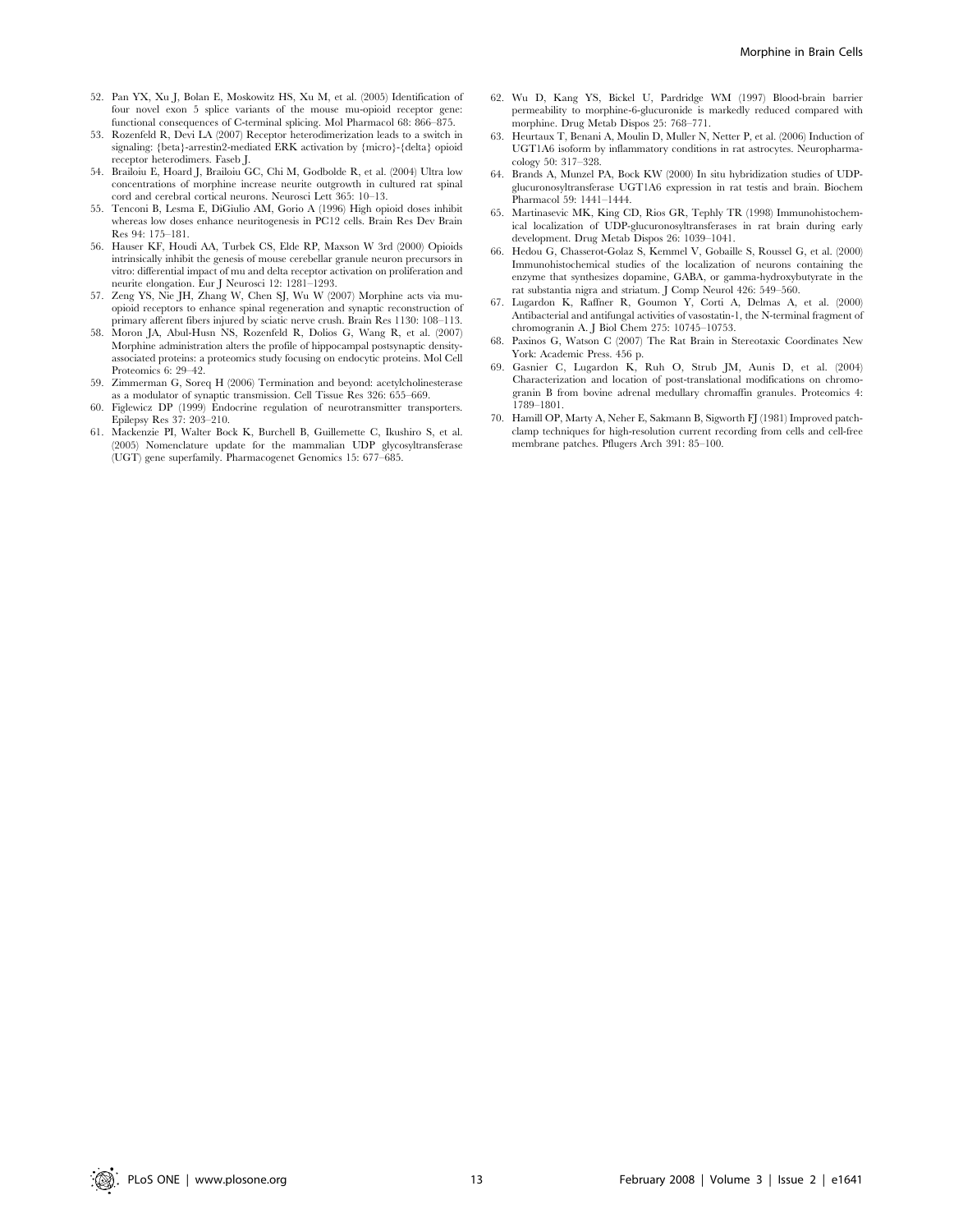52. Pan YX, Xu J, Bolan E, Moskowitz HS, Xu M, et al. (2005) Identification of four novel exon 5 splice variants of the mouse mu-opioid receptor gene: functional consequences of C-terminal splicing. Mol Pharmacol 68: 866–875.
53. Rozenfeld R, Devi LA (2007) Receptor heterodimerization leads to a switch in signaling: {beta}-arrestin2-mediated ERK activation by {micro}-{delta} opioid receptor heterodimers. Faseb J.
54. Brailoiu E, Hoard J, Brailoiu GC, Chi M, Godbolde R, et al. (2004) Ultra low concentrations of morphine increase neurite outgrowth in cultured rat spinal cord and cerebral cortical neurons. Neurosci Lett 365: 10–13.
55. Tenconi B, Lesma E, DiGiulio AM, Gorio A (1996) High opioid doses inhibit whereas low doses enhance neuritogenesis in PC12 cells. Brain Res Dev Brain Res 94: 175–181.
56. Hauser KF, Houdi AA, Turbek CS, Elde RP, Maxson W 3rd (2000) Opioids intrinsically inhibit the genesis of mouse cerebellar granule neuron precursors in vitro: differential impact of mu and delta receptor activation on proliferation and neurite elongation. Eur J Neurosci 12: 1281–1293.
57. Zeng YS, Nie JH, Zhang W, Chen SJ, Wu W (2007) Morphine acts via mu-opioid receptors to enhance spinal regeneration and synaptic reconstruction of primary afferent fibers injured by sciatic nerve crush. Brain Res 1130: 108–113.
58. Moron JA, Abul-Husn NS, Rozenfeld R, Dolios G, Wang R, et al. (2007) Morphine administration alters the profile of hippocampal postsynaptic density-associated proteins: a proteomics study focusing on endocytic proteins. Mol Cell Proteomics 6: 29–42.
59. Zimmerman G, Soreq H (2006) Termination and beyond: acetylcholinesterase as a modulator of synaptic transmission. Cell Tissue Res 326: 655–669.
60. Figlewicz DP (1999) Endocrine regulation of neurotransmitter transporters. Epilepsy Res 37: 203–210.
61. Mackenzie PI, Walter Bock K, Burchell B, Guillemette C, Ikushiro S, et al. (2005) Nomenclature update for the mammalian UDP glycosyltransferase (UGT) gene superfamily. Pharmacogenet Genomics 15: 677–685.
62. Wu D, Kang YS, Bickel U, Pardridge WM (1997) Blood-brain barrier permeability to morphine-6-glucuronide is markedly reduced compared with morphine. Drug Metab Dispos 25: 768–771.
63. Heurtaux T, Benani A, Moulin D, Muller N, Netter P, et al. (2006) Induction of UGT1A6 isoform by inflammatory conditions in rat astrocytes. Neuropharmacology 50: 317–328.
64. Brands A, Munzel PA, Bock KW (2000) In situ hybridization studies of UDP-glucuronosyltransferase UGT1A6 expression in rat testis and brain. Biochem Pharmacol 59: 1441–1444.
65. Martinasevic MK, King CD, Rios GR, Tephly TR (1998) Immunohistochemical localization of UDP-glucuronosyltransferases in rat brain during early development. Drug Metab Dispos 26: 1039–1041.
66. Hedou G, Chasserot-Golaz S, Kemmel V, Gobaille S, Roussel G, et al. (2000) Immunohistochemical studies of the localization of neurons containing the enzyme that synthesizes dopamine, GABA, or gamma-hydroxybutyrate in the rat substantia nigra and striatum. J Comp Neurol 426: 549–560.
67. Lugardon K, Raffner R, Goumon Y, Corti A, Delmas A, et al. (2000) Antibacterial and antifungal activities of vasostatin-1, the N-terminal fragment of chromogranin A. J Biol Chem 275: 10745–10753.
68. Paxinos G, Watson C (2007) The Rat Brain in Stereotaxic Coordinates New York: Academic Press. 456 p.
69. Gasnier C, Lugardon K, Ruh O, Strub JM, Aunis D, et al. (2004) Characterization and location of post-translational modifications on chromogranin B from bovine adrenal medullary chromaffin granules. Proteomics 4: 1789–1801.
70. Hamill OP, Marty A, Neher E, Sakmann B, Sigworth FJ (1981) Improved patch-clamp techniques for high-resolution current recording from cells and cell-free membrane patches. Pflugers Arch 391: 85–100.